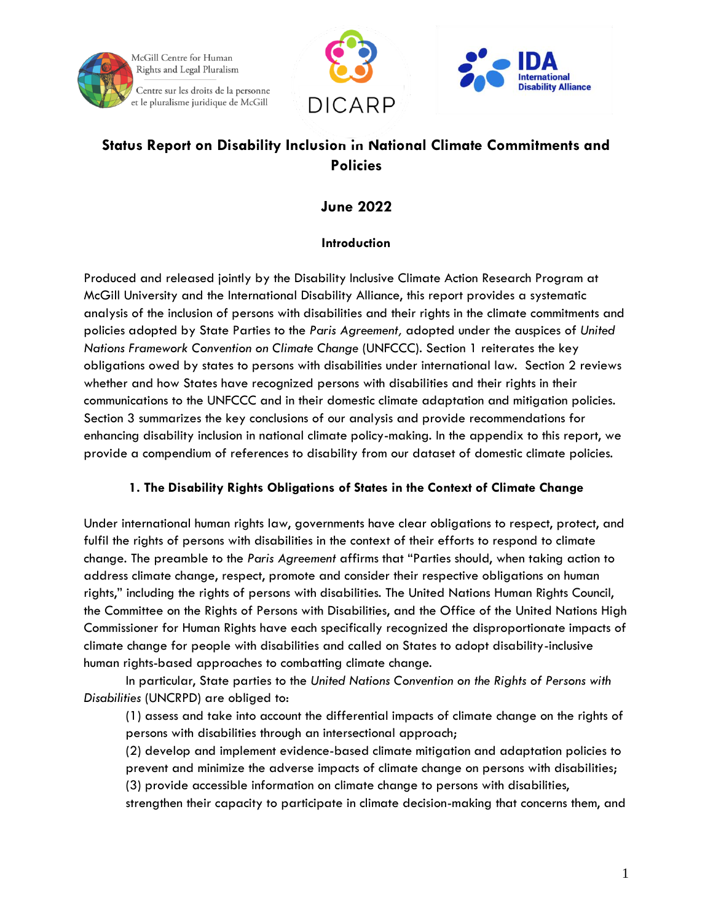# Status Report on Disability Inclusion in National Climate Commitments and Policies

## June 2022

### Introduction

Produced and released jointly by the Disability Inclusive Climate Action Research Program at McGill University and the International Disability Alliance, this report provides a systematic analysis of the inclusion of persons with disabilities and their rights in the climate commitments and policies adopted by State Parties to the *Paris Agreement,* adopted under the auspices of *United Nations Framework Convention on Climate Change* (UNFCCC). Section 1 reiterates the key obligations owed by states to persons with disabilities under international law. Section 2 reviews whether and how States have recognized persons with disabilities and their rights in their communications to the UNFCCC and in their domestic climate adaptation and mitigation policies. Section 3 summarizes the key conclusions of our analysis and provide recommendations for enhancing disability inclusion in national climate policy-making. In the appendix to this report, we provide a compendium of references to disability from our dataset of domestic climate policies.

### 1. The Disability Rights Obligations of States in the Context of Climate Change

Under international human rights law, governments have clear obligations to respect, protect, and fulfil the rights of persons with disabilities in the context of their efforts to respond to climate change. The preamble to the *Paris Agreement* affirms that "Parties should, when taking action to address climate change, respect, promote and consider their respective obligations on human rights," including the rights of persons with disabilities. The United Nations Human Rights Council, the Committee on the Rights of Persons with Disabilities, and the Office of the United Nations High Commissioner for Human Rights have each specifically recognized the disproportionate impacts of climate change for people with disabilities and called on States to adopt disability-inclusive human rights-based approaches to combatting climate change.

In particular, State parties to the *United Nations Convention on the Rights of Persons with Disabilities* (UNCRPD) are obliged to:

(1) assess and take into account the differential impacts of climate change on the rights of persons with disabilities through an intersectional approach;

(2) develop and implement evidence-based climate mitigation and adaptation policies to prevent and minimize the adverse impacts of climate change on persons with disabilities;

(3) provide accessible information on climate change to persons with disabilities, strengthen their capacity to participate in climate decision-making that concerns them, and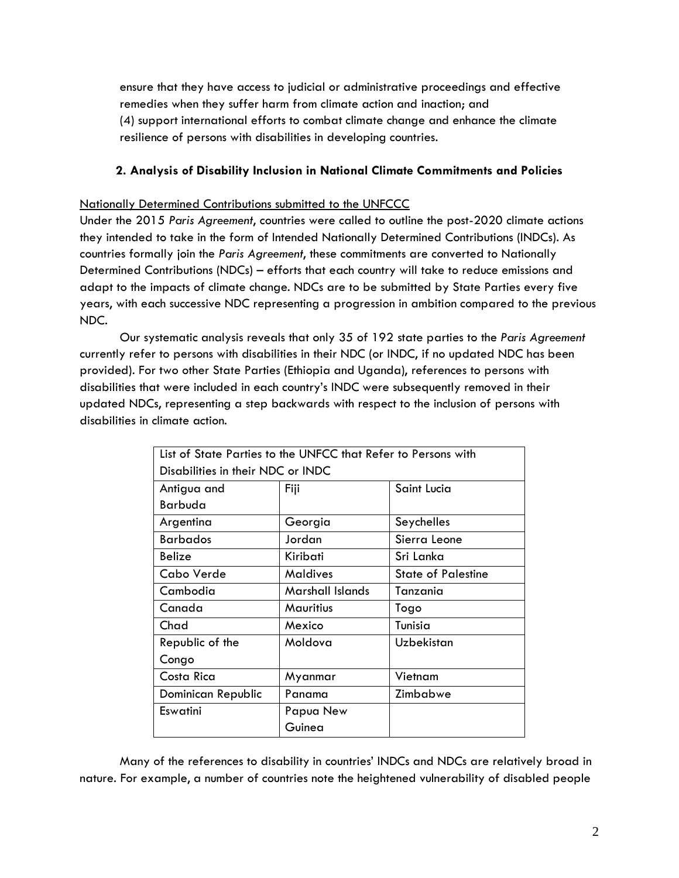ensure that they have access to judicial or administrative proceedings and effective remedies when they suffer harm from climate action and inaction; and
(4) support international efforts to combat climate change and enhance the climate resilience of persons with disabilities in developing countries.

## 2. Analysis of Disability Inclusion in National Climate Commitments and Policies

Nationally Determined Contributions submitted to the UNFCCC

Under the 2015 *Paris Agreement*, countries were called to outline the post-2020 climate actions they intended to take in the form of Intended Nationally Determined Contributions (INDCs). As countries formally join the *Paris Agreement*, these commitments are converted to Nationally Determined Contributions (NDCs) – efforts that each country will take to reduce emissions and adapt to the impacts of climate change. NDCs are to be submitted by State Parties every five years, with each successive NDC representing a progression in ambition compared to the previous NDC.

Our systematic analysis reveals that only 35 of 192 state parties to the *Paris Agreement* currently refer to persons with disabilities in their NDC (or INDC, if no updated NDC has been provided). For two other State Parties (Ethiopia and Uganda), references to persons with disabilities that were included in each country's INDC were subsequently removed in their updated NDCs, representing a step backwards with respect to the inclusion of persons with disabilities in climate action.

| List of State Parties to the UNFCC that Refer to Persons with Disabilities in their NDC or INDC | | |
|---|---|---|
| Antigua and Barbuda | Fiji | Saint Lucia |
| Argentina | Georgia | Seychelles |
| Barbados | Jordan | Sierra Leone |
| Belize | Kiribati | Sri Lanka |
| Cabo Verde | Maldives | State of Palestine |
| Cambodia | Marshall Islands | Tanzania |
| Canada | Mauritius | Togo |
| Chad | Mexico | Tunisia |
| Republic of the Congo | Moldova | Uzbekistan |
| Costa Rica | Myanmar | Vietnam |
| Dominican Republic | Panama | Zimbabwe |
| Eswatini | Papua New Guinea | |

Many of the references to disability in countries' INDCs and NDCs are relatively broad in nature. For example, a number of countries note the heightened vulnerability of disabled people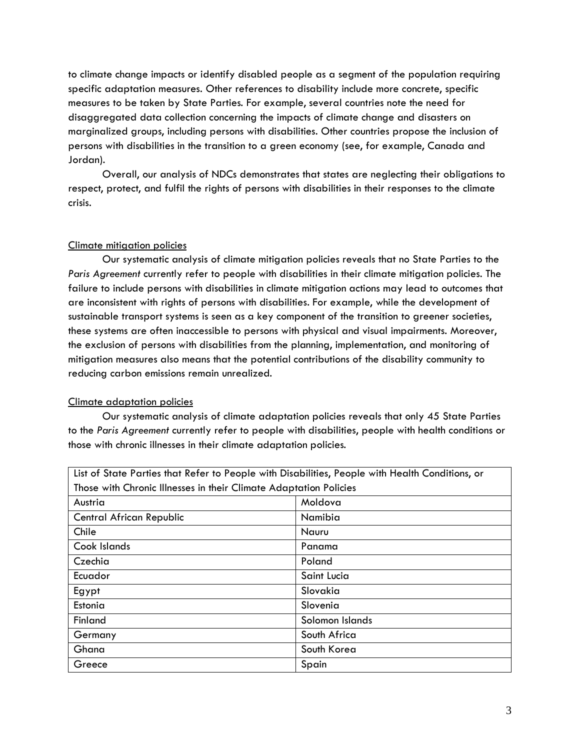to climate change impacts or identify disabled people as a segment of the population requiring specific adaptation measures. Other references to disability include more concrete, specific measures to be taken by State Parties. For example, several countries note the need for disaggregated data collection concerning the impacts of climate change and disasters on marginalized groups, including persons with disabilities. Other countries propose the inclusion of persons with disabilities in the transition to a green economy (see, for example, Canada and Jordan).

Overall, our analysis of NDCs demonstrates that states are neglecting their obligations to respect, protect, and fulfil the rights of persons with disabilities in their responses to the climate crisis.

## Climate mitigation policies

Our systematic analysis of climate mitigation policies reveals that no State Parties to the *Paris Agreement* currently refer to people with disabilities in their climate mitigation policies. The failure to include persons with disabilities in climate mitigation actions may lead to outcomes that are inconsistent with rights of persons with disabilities. For example, while the development of sustainable transport systems is seen as a key component of the transition to greener societies, these systems are often inaccessible to persons with physical and visual impairments. Moreover, the exclusion of persons with disabilities from the planning, implementation, and monitoring of mitigation measures also means that the potential contributions of the disability community to reducing carbon emissions remain unrealized.

## Climate adaptation policies

Our systematic analysis of climate adaptation policies reveals that only 45 State Parties to the *Paris Agreement* currently refer to people with disabilities, people with health conditions or those with chronic illnesses in their climate adaptation policies.

| List of State Parties that Refer to People with Disabilities, People with Health Conditions, or Those with Chronic Illnesses in their Climate Adaptation Policies | |
|---|---|
| Austria | Moldova |
| Central African Republic | Namibia |
| Chile | Nauru |
| Cook Islands | Panama |
| Czechia | Poland |
| Ecuador | Saint Lucia |
| Egypt | Slovakia |
| Estonia | Slovenia |
| Finland | Solomon Islands |
| Germany | South Africa |
| Ghana | South Korea |
| Greece | Spain |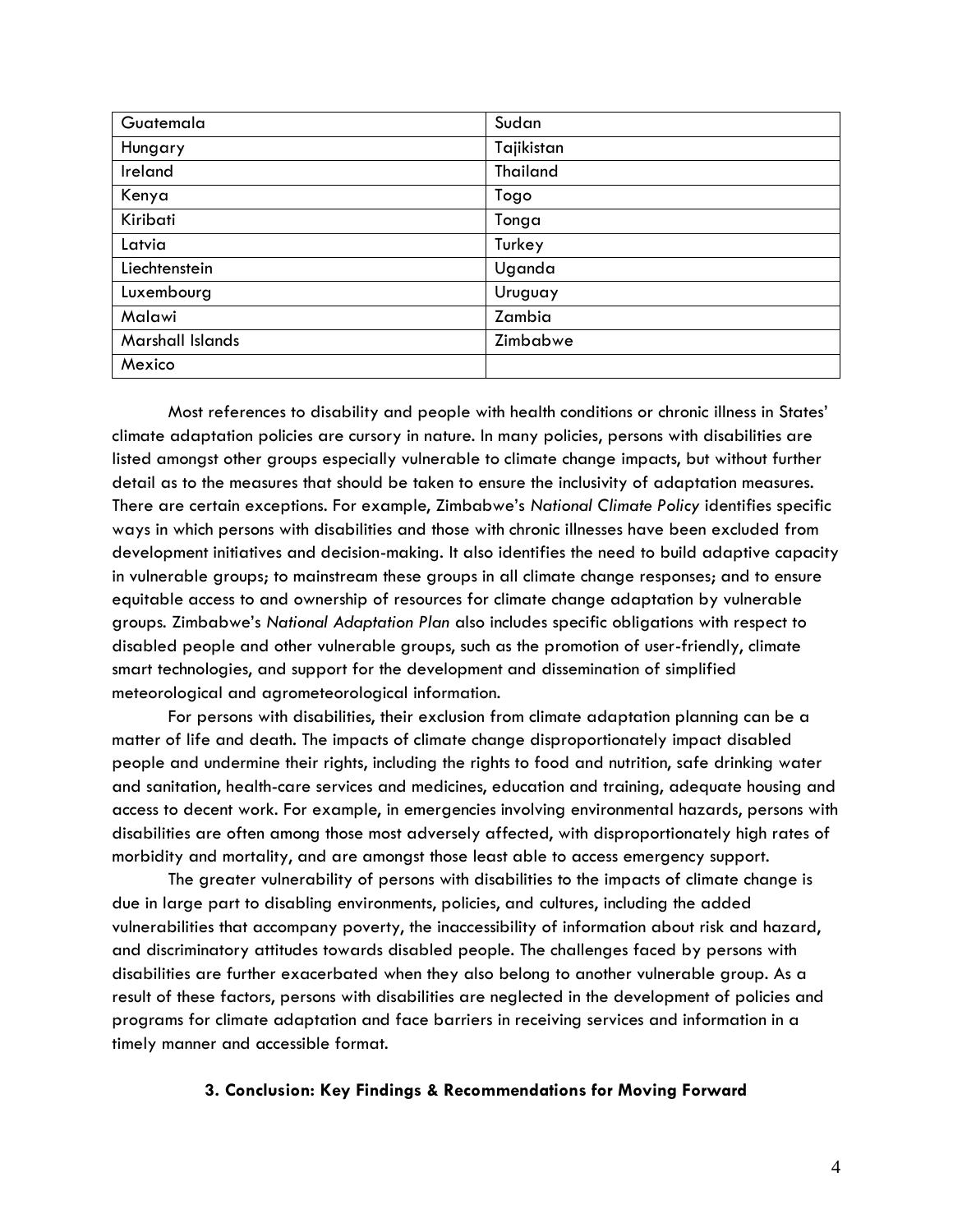| Guatemala | Sudan |
|---|---|
| Hungary | Tajikistan |
| Ireland | Thailand |
| Kenya | Togo |
| Kiribati | Tonga |
| Latvia | Turkey |
| Liechtenstein | Uganda |
| Luxembourg | Uruguay |
| Malawi | Zambia |
| Marshall Islands | Zimbabwe |
| Mexico | |

Most references to disability and people with health conditions or chronic illness in States' climate adaptation policies are cursory in nature. In many policies, persons with disabilities are listed amongst other groups especially vulnerable to climate change impacts, but without further detail as to the measures that should be taken to ensure the inclusivity of adaptation measures. There are certain exceptions. For example, Zimbabwe's *National Climate Policy* identifies specific ways in which persons with disabilities and those with chronic illnesses have been excluded from development initiatives and decision-making. It also identifies the need to build adaptive capacity in vulnerable groups; to mainstream these groups in all climate change responses; and to ensure equitable access to and ownership of resources for climate change adaptation by vulnerable groups. Zimbabwe's *National Adaptation Plan* also includes specific obligations with respect to disabled people and other vulnerable groups, such as the promotion of user-friendly, climate smart technologies, and support for the development and dissemination of simplified meteorological and agrometeorological information.

For persons with disabilities, their exclusion from climate adaptation planning can be a matter of life and death. The impacts of climate change disproportionately impact disabled people and undermine their rights, including the rights to food and nutrition, safe drinking water and sanitation, health-care services and medicines, education and training, adequate housing and access to decent work. For example, in emergencies involving environmental hazards, persons with disabilities are often among those most adversely affected, with disproportionately high rates of morbidity and mortality, and are amongst those least able to access emergency support.

The greater vulnerability of persons with disabilities to the impacts of climate change is due in large part to disabling environments, policies, and cultures, including the added vulnerabilities that accompany poverty, the inaccessibility of information about risk and hazard, and discriminatory attitudes towards disabled people. The challenges faced by persons with disabilities are further exacerbated when they also belong to another vulnerable group. As a result of these factors, persons with disabilities are neglected in the development of policies and programs for climate adaptation and face barriers in receiving services and information in a timely manner and accessible format.

## 3. Conclusion: Key Findings & Recommendations for Moving Forward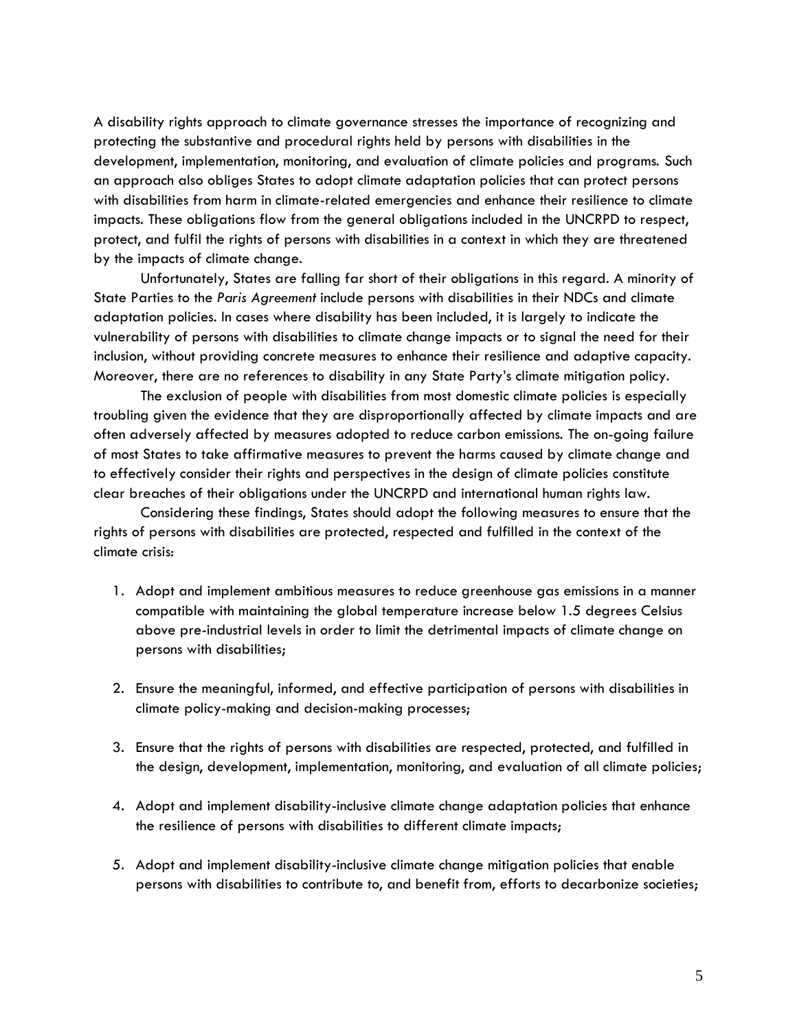A disability rights approach to climate governance stresses the importance of recognizing and protecting the substantive and procedural rights held by persons with disabilities in the development, implementation, monitoring, and evaluation of climate policies and programs. Such an approach also obliges States to adopt climate adaptation policies that can protect persons with disabilities from harm in climate-related emergencies and enhance their resilience to climate impacts. These obligations flow from the general obligations included in the UNCRPD to respect, protect, and fulfil the rights of persons with disabilities in a context in which they are threatened by the impacts of climate change.

Unfortunately, States are falling far short of their obligations in this regard. A minority of State Parties to the *Paris Agreement* include persons with disabilities in their NDCs and climate adaptation policies. In cases where disability has been included, it is largely to indicate the vulnerability of persons with disabilities to climate change impacts or to signal the need for their inclusion, without providing concrete measures to enhance their resilience and adaptive capacity. Moreover, there are no references to disability in any State Party's climate mitigation policy.

The exclusion of people with disabilities from most domestic climate policies is especially troubling given the evidence that they are disproportionally affected by climate impacts and are often adversely affected by measures adopted to reduce carbon emissions. The on-going failure of most States to take affirmative measures to prevent the harms caused by climate change and to effectively consider their rights and perspectives in the design of climate policies constitute clear breaches of their obligations under the UNCRPD and international human rights law.

Considering these findings, States should adopt the following measures to ensure that the rights of persons with disabilities are protected, respected and fulfilled in the context of the climate crisis:

1. Adopt and implement ambitious measures to reduce greenhouse gas emissions in a manner compatible with maintaining the global temperature increase below 1.5 degrees Celsius above pre-industrial levels in order to limit the detrimental impacts of climate change on persons with disabilities;

2. Ensure the meaningful, informed, and effective participation of persons with disabilities in climate policy-making and decision-making processes;

3. Ensure that the rights of persons with disabilities are respected, protected, and fulfilled in the design, development, implementation, monitoring, and evaluation of all climate policies;

4. Adopt and implement disability-inclusive climate change adaptation policies that enhance the resilience of persons with disabilities to different climate impacts;

5. Adopt and implement disability-inclusive climate change mitigation policies that enable persons with disabilities to contribute to, and benefit from, efforts to decarbonize societies;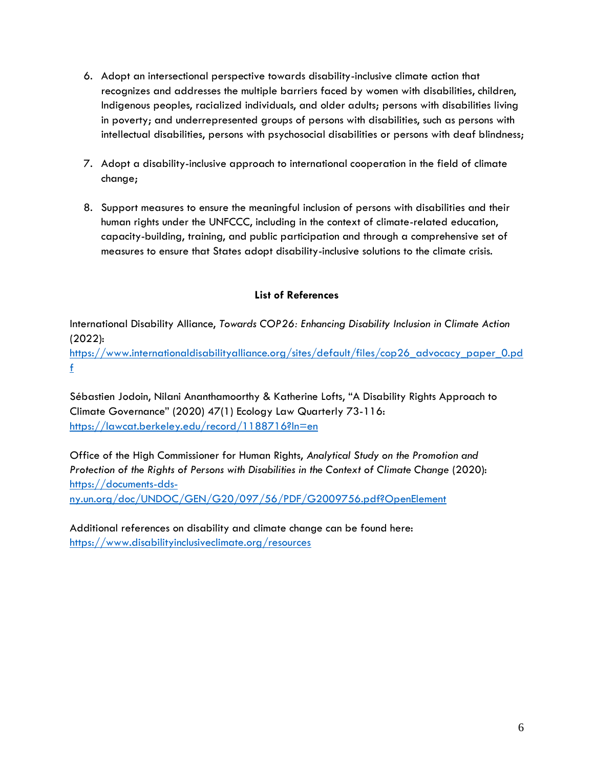6. Adopt an intersectional perspective towards disability-inclusive climate action that recognizes and addresses the multiple barriers faced by women with disabilities, children, Indigenous peoples, racialized individuals, and older adults; persons with disabilities living in poverty; and underrepresented groups of persons with disabilities, such as persons with intellectual disabilities, persons with psychosocial disabilities or persons with deaf blindness;

7. Adopt a disability-inclusive approach to international cooperation in the field of climate change;

8. Support measures to ensure the meaningful inclusion of persons with disabilities and their human rights under the UNFCCC, including in the context of climate-related education, capacity-building, training, and public participation and through a comprehensive set of measures to ensure that States adopt disability-inclusive solutions to the climate crisis.

**List of References**

International Disability Alliance, *Towards COP26: Enhancing Disability Inclusion in Climate Action* (2022): https://www.internationaldisabilityalliance.org/sites/default/files/cop26_advocacy_paper_0.pdf

Sébastien Jodoin, Nilani Ananthamoorthy & Katherine Lofts, "A Disability Rights Approach to Climate Governance" (2020) 47(1) Ecology Law Quarterly 73-116: https://lawcat.berkeley.edu/record/1188716?ln=en

Office of the High Commissioner for Human Rights, *Analytical Study on the Promotion and Protection of the Rights of Persons with Disabilities in the Context of Climate Change* (2020): https://documents-dds-ny.un.org/doc/UNDOC/GEN/G20/097/56/PDF/G2009756.pdf?OpenElement

Additional references on disability and climate change can be found here: https://www.disabilityinclusiveclimate.org/resources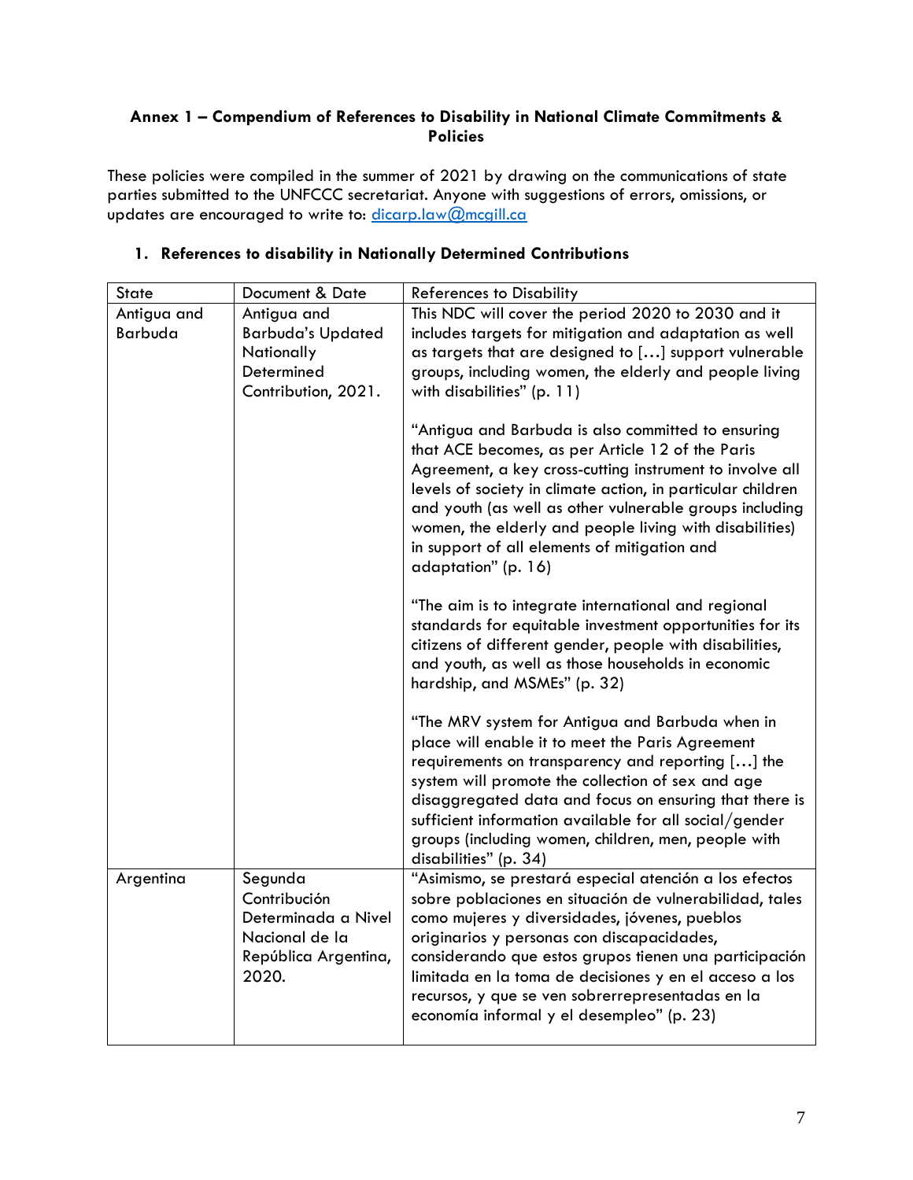**Annex 1 – Compendium of References to Disability in National Climate Commitments & Policies**

These policies were compiled in the summer of 2021 by drawing on the communications of state parties submitted to the UNFCCC secretariat. Anyone with suggestions of errors, omissions, or updates are encouraged to write to: dicarp.law@mcgill.ca

1. **References to disability in Nationally Determined Contributions**

| State | Document & Date | References to Disability |
|---|---|---|
| Antigua and Barbuda | Antigua and Barbuda's Updated Nationally Determined Contribution, 2021. | This NDC will cover the period 2020 to 2030 and it includes targets for mitigation and adaptation as well as targets that are designed to […] support vulnerable groups, including women, the elderly and people living with disabilities" (p. 11)<br><br>"Antigua and Barbuda is also committed to ensuring that ACE becomes, as per Article 12 of the Paris Agreement, a key cross-cutting instrument to involve all levels of society in climate action, in particular children and youth (as well as other vulnerable groups including women, the elderly and people living with disabilities) in support of all elements of mitigation and adaptation" (p. 16)<br><br>"The aim is to integrate international and regional standards for equitable investment opportunities for its citizens of different gender, people with disabilities, and youth, as well as those households in economic hardship, and MSMEs" (p. 32)<br><br>"The MRV system for Antigua and Barbuda when in place will enable it to meet the Paris Agreement requirements on transparency and reporting […] the system will promote the collection of sex and age disaggregated data and focus on ensuring that there is sufficient information available for all social/gender groups (including women, children, men, people with disabilities" (p. 34) |
| Argentina | Segunda Contribución Determinada a Nivel Nacional de la República Argentina, 2020. | "Asimismo, se prestará especial atención a los efectos sobre poblaciones en situación de vulnerabilidad, tales como mujeres y diversidades, jóvenes, pueblos originarios y personas con discapacidades, considerando que estos grupos tienen una participación limitada en la toma de decisiones y en el acceso a los recursos, y que se ven sobrerrepresentadas en la economía informal y el desempleo" (p. 23) |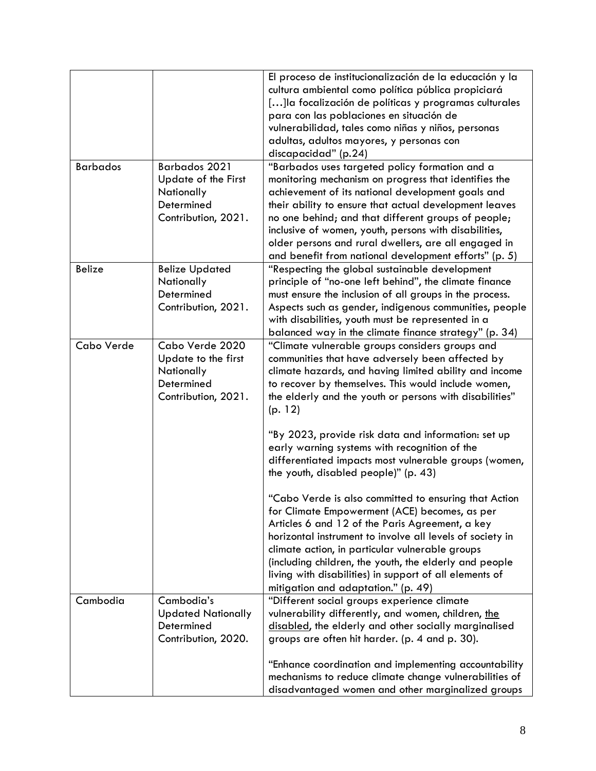| | | |
|---|---|---|
| | | El proceso de institucionalización de la educación y la cultura ambiental como política pública propiciará […]la focalización de políticas y programas culturales para con las poblaciones en situación de vulnerabilidad, tales como niñas y niños, personas adultas, adultos mayores, y personas con discapacidad" (p.24) |
| Barbados | Barbados 2021 Update of the First Nationally Determined Contribution, 2021. | "Barbados uses targeted policy formation and a monitoring mechanism on progress that identifies the achievement of its national development goals and their ability to ensure that actual development leaves no one behind; and that different groups of people; inclusive of women, youth, persons with disabilities, older persons and rural dwellers, are all engaged in and benefit from national development efforts" (p. 5) |
| Belize | Belize Updated Nationally Determined Contribution, 2021. | "Respecting the global sustainable development principle of "no-one left behind", the climate finance must ensure the inclusion of all groups in the process. Aspects such as gender, indigenous communities, people with disabilities, youth must be represented in a balanced way in the climate finance strategy" (p. 34) |
| Cabo Verde | Cabo Verde 2020 Update to the first Nationally Determined Contribution, 2021. | "Climate vulnerable groups considers groups and communities that have adversely been affected by climate hazards, and having limited ability and income to recover by themselves. This would include women, the elderly and the youth or persons with disabilities" (p. 12)<br><br>"By 2023, provide risk data and information: set up early warning systems with recognition of the differentiated impacts most vulnerable groups (women, the youth, disabled people)" (p. 43)<br><br>"Cabo Verde is also committed to ensuring that Action for Climate Empowerment (ACE) becomes, as per Articles 6 and 12 of the Paris Agreement, a key horizontal instrument to involve all levels of society in climate action, in particular vulnerable groups (including children, the youth, the elderly and people living with disabilities) in support of all elements of mitigation and adaptation." (p. 49) |
| Cambodia | Cambodia's Updated Nationally Determined Contribution, 2020. | "Different social groups experience climate vulnerability differently, and women, children, <u>the disabled</u>, the elderly and other socially marginalised groups are often hit harder. (p. 4 and p. 30).<br><br>"Enhance coordination and implementing accountability mechanisms to reduce climate change vulnerabilities of disadvantaged women and other marginalized groups |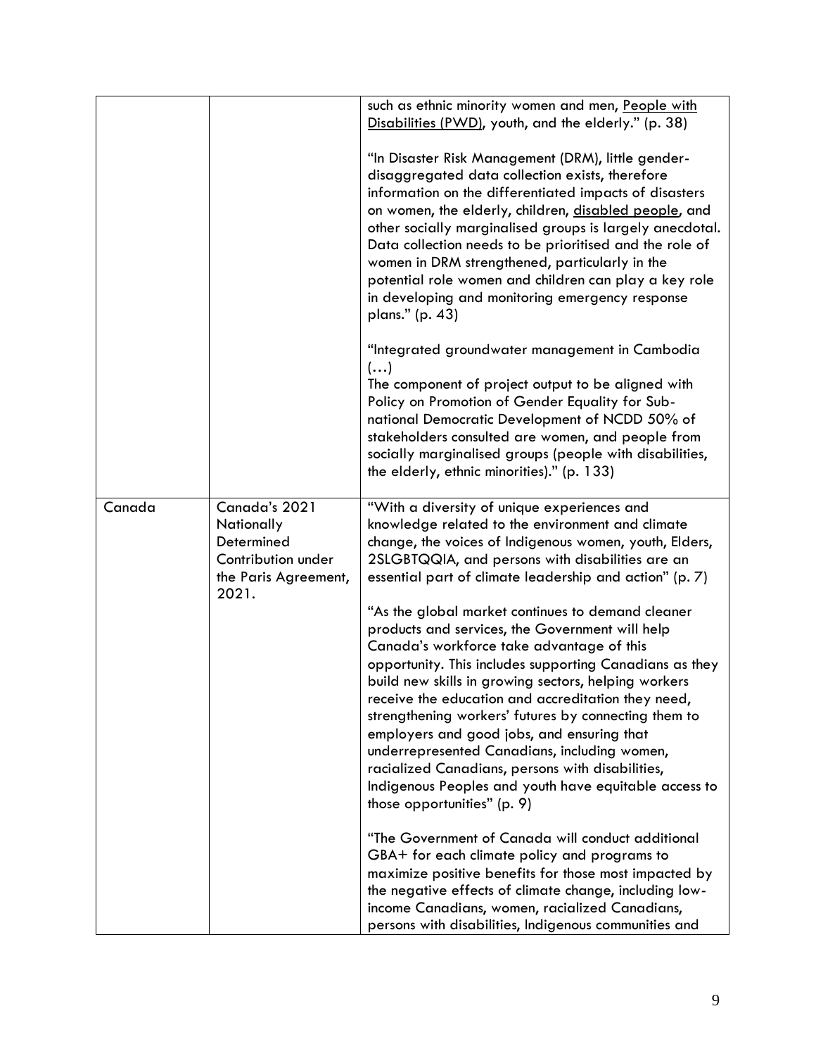| | | |
|---|---|---|
| | | such as ethnic minority women and men, People with Disabilities (PWD), youth, and the elderly." (p. 38)<br><br>"In Disaster Risk Management (DRM), little gender-disaggregated data collection exists, therefore information on the differentiated impacts of disasters on women, the elderly, children, disabled people, and other socially marginalised groups is largely anecdotal. Data collection needs to be prioritised and the role of women in DRM strengthened, particularly in the potential role women and children can play a key role in developing and monitoring emergency response plans." (p. 43)<br><br>"Integrated groundwater management in Cambodia (…)<br>The component of project output to be aligned with Policy on Promotion of Gender Equality for Sub-national Democratic Development of NCDD 50% of stakeholders consulted are women, and people from socially marginalised groups (people with disabilities, the elderly, ethnic minorities)." (p. 133) |
| Canada | Canada's 2021 Nationally Determined Contribution under the Paris Agreement, 2021. | "With a diversity of unique experiences and knowledge related to the environment and climate change, the voices of Indigenous women, youth, Elders, 2SLGBTQQIA, and persons with disabilities are an essential part of climate leadership and action" (p. 7)<br><br>"As the global market continues to demand cleaner products and services, the Government will help Canada's workforce take advantage of this opportunity. This includes supporting Canadians as they build new skills in growing sectors, helping workers receive the education and accreditation they need, strengthening workers' futures by connecting them to employers and good jobs, and ensuring that underrepresented Canadians, including women, racialized Canadians, persons with disabilities, Indigenous Peoples and youth have equitable access to those opportunities" (p. 9)<br><br>"The Government of Canada will conduct additional GBA+ for each climate policy and programs to maximize positive benefits for those most impacted by the negative effects of climate change, including low-income Canadians, women, racialized Canadians, persons with disabilities, Indigenous communities and |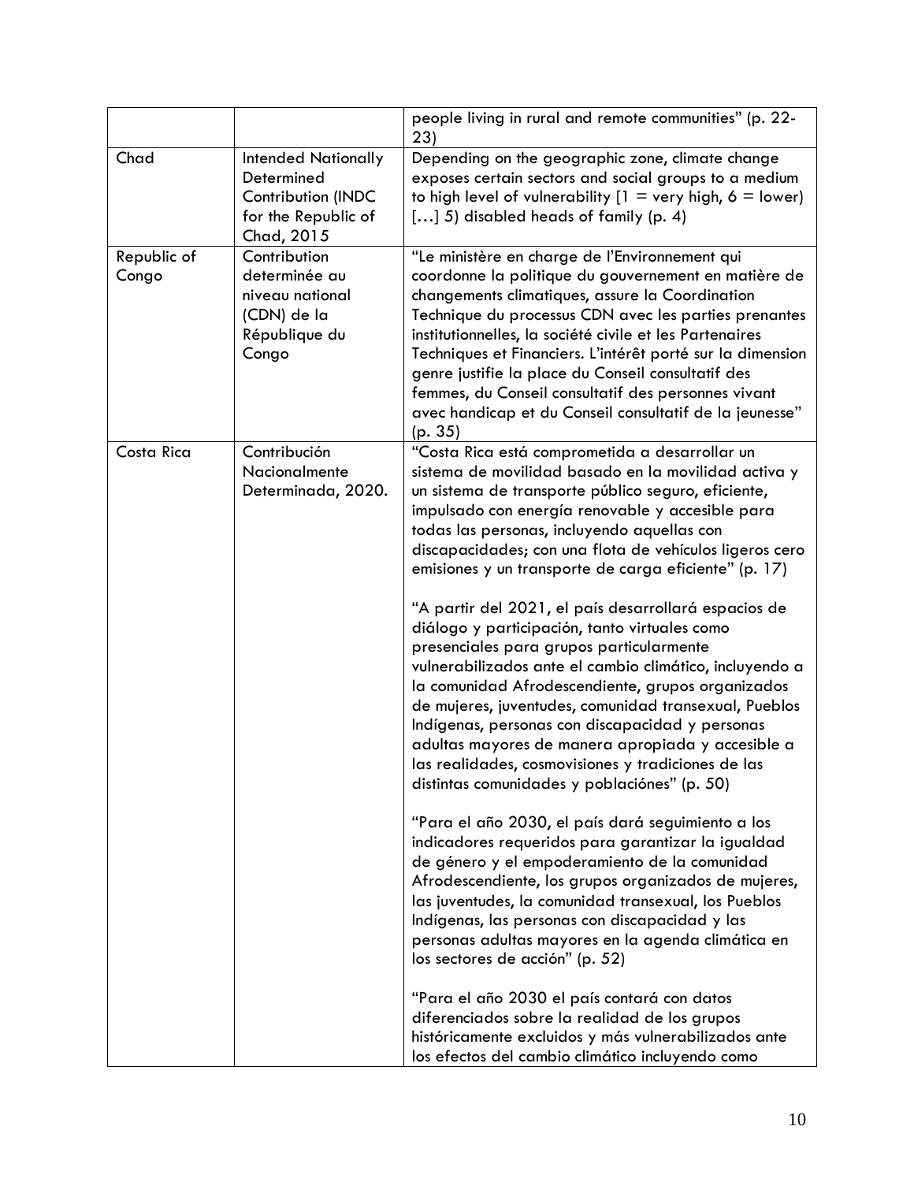| | | |
|---|---|---|
| | | people living in rural and remote communities" (p. 22-23) |
| Chad | Intended Nationally Determined Contribution (INDC for the Republic of Chad, 2015 | Depending on the geographic zone, climate change exposes certain sectors and social groups to a medium to high level of vulnerability [1 = very high, 6 = lower) […] 5) disabled heads of family (p. 4) |
| Republic of Congo | Contribution determinée au niveau national (CDN) de la République du Congo | "Le ministère en charge de l'Environnement qui coordonne la politique du gouvernement en matière de changements climatiques, assure la Coordination Technique du processus CDN avec les parties prenantes institutionnelles, la société civile et les Partenaires Techniques et Financiers. L'intérêt porté sur la dimension genre justifie la place du Conseil consultatif des femmes, du Conseil consultatif des personnes vivant avec handicap et du Conseil consultatif de la jeunesse" (p. 35) |
| Costa Rica | Contribución Nacionalmente Determinada, 2020. | "Costa Rica está comprometida a desarrollar un sistema de movilidad basado en la movilidad activa y un sistema de transporte público seguro, eficiente, impulsado con energía renovable y accesible para todas las personas, incluyendo aquellas con discapacidades; con una flota de vehículos ligeros cero emisiones y un transporte de carga eficiente" (p. 17)<br><br>"A partir del 2021, el país desarrollará espacios de diálogo y participación, tanto virtuales como presenciales para grupos particularmente vulnerabilizados ante el cambio climático, incluyendo a la comunidad Afrodescendiente, grupos organizados de mujeres, juventudes, comunidad transexual, Pueblos Indígenas, personas con discapacidad y personas adultas mayores de manera apropiada y accesible a las realidades, cosmovisiones y tradiciones de las distintas comunidades y poblaciónes" (p. 50)<br><br>"Para el año 2030, el país dará seguimiento a los indicadores requeridos para garantizar la igualdad de género y el empoderamiento de la comunidad Afrodescendiente, los grupos organizados de mujeres, las juventudes, la comunidad transexual, los Pueblos Indígenas, las personas con discapacidad y las personas adultas mayores en la agenda climática en los sectores de acción" (p. 52)<br><br>"Para el año 2030 el país contará con datos diferenciados sobre la realidad de los grupos históricamente excluidos y más vulnerabilizados ante los efectos del cambio climático incluyendo como |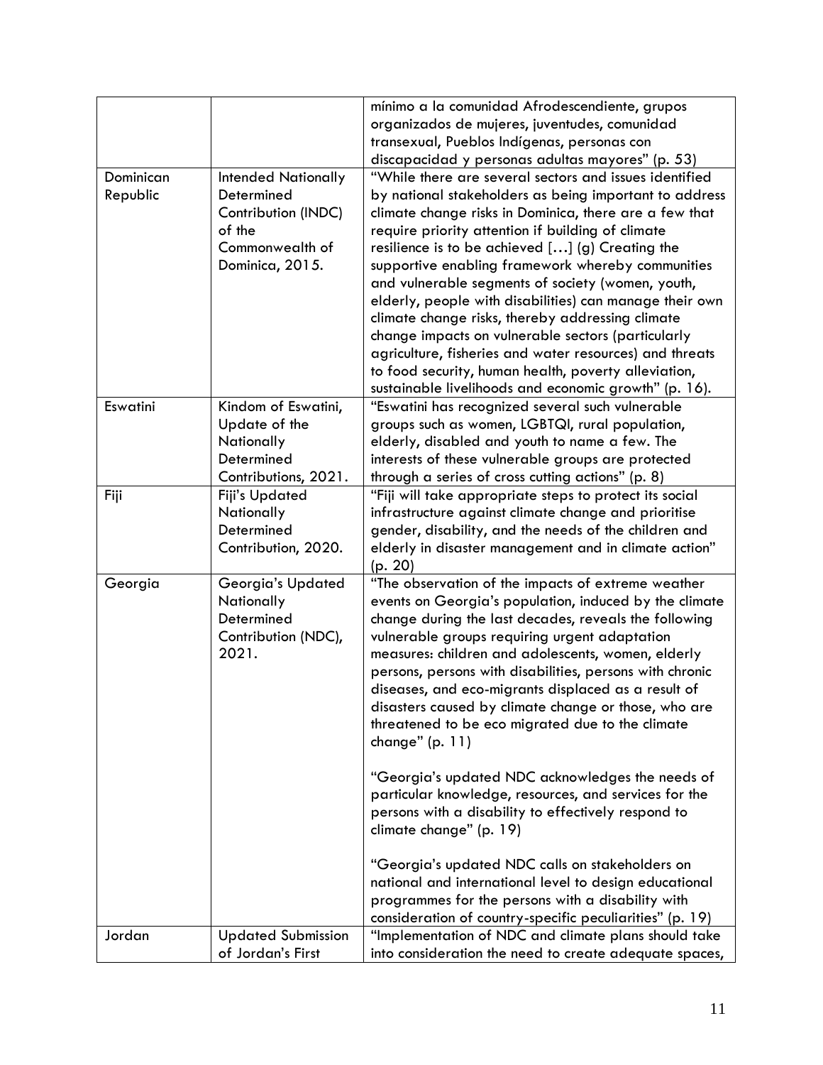| | | mínimo a la comunidad Afrodescendiente, grupos organizados de mujeres, juventudes, comunidad transexual, Pueblos Indígenas, personas con discapacidad y personas adultas mayores" (p. 53) |
|---|---|---|
| Dominican Republic | Intended Nationally Determined Contribution (INDC) of the Commonwealth of Dominica, 2015. | "While there are several sectors and issues identified by national stakeholders as being important to address climate change risks in Dominica, there are a few that require priority attention if building of climate resilience is to be achieved […] (g) Creating the supportive enabling framework whereby communities and vulnerable segments of society (women, youth, elderly, people with disabilities) can manage their own climate change risks, thereby addressing climate change impacts on vulnerable sectors (particularly agriculture, fisheries and water resources) and threats to food security, human health, poverty alleviation, sustainable livelihoods and economic growth" (p. 16). |
| Eswatini | Kindom of Eswatini, Update of the Nationally Determined Contributions, 2021. | "Eswatini has recognized several such vulnerable groups such as women, LGBTQI, rural population, elderly, disabled and youth to name a few. The interests of these vulnerable groups are protected through a series of cross cutting actions" (p. 8) |
| Fiji | Fiji's Updated Nationally Determined Contribution, 2020. | "Fiji will take appropriate steps to protect its social infrastructure against climate change and prioritise gender, disability, and the needs of the children and elderly in disaster management and in climate action" (p. 20) |
| Georgia | Georgia's Updated Nationally Determined Contribution (NDC), 2021. | "The observation of the impacts of extreme weather events on Georgia's population, induced by the climate change during the last decades, reveals the following vulnerable groups requiring urgent adaptation measures: children and adolescents, women, elderly persons, persons with disabilities, persons with chronic diseases, and eco-migrants displaced as a result of disasters caused by climate change or those, who are threatened to be eco migrated due to the climate change" (p. 11)<br><br>"Georgia's updated NDC acknowledges the needs of particular knowledge, resources, and services for the persons with a disability to effectively respond to climate change" (p. 19)<br><br>"Georgia's updated NDC calls on stakeholders on national and international level to design educational programmes for the persons with a disability with consideration of country-specific peculiarities" (p. 19) |
| Jordan | Updated Submission of Jordan's First | "Implementation of NDC and climate plans should take into consideration the need to create adequate spaces, |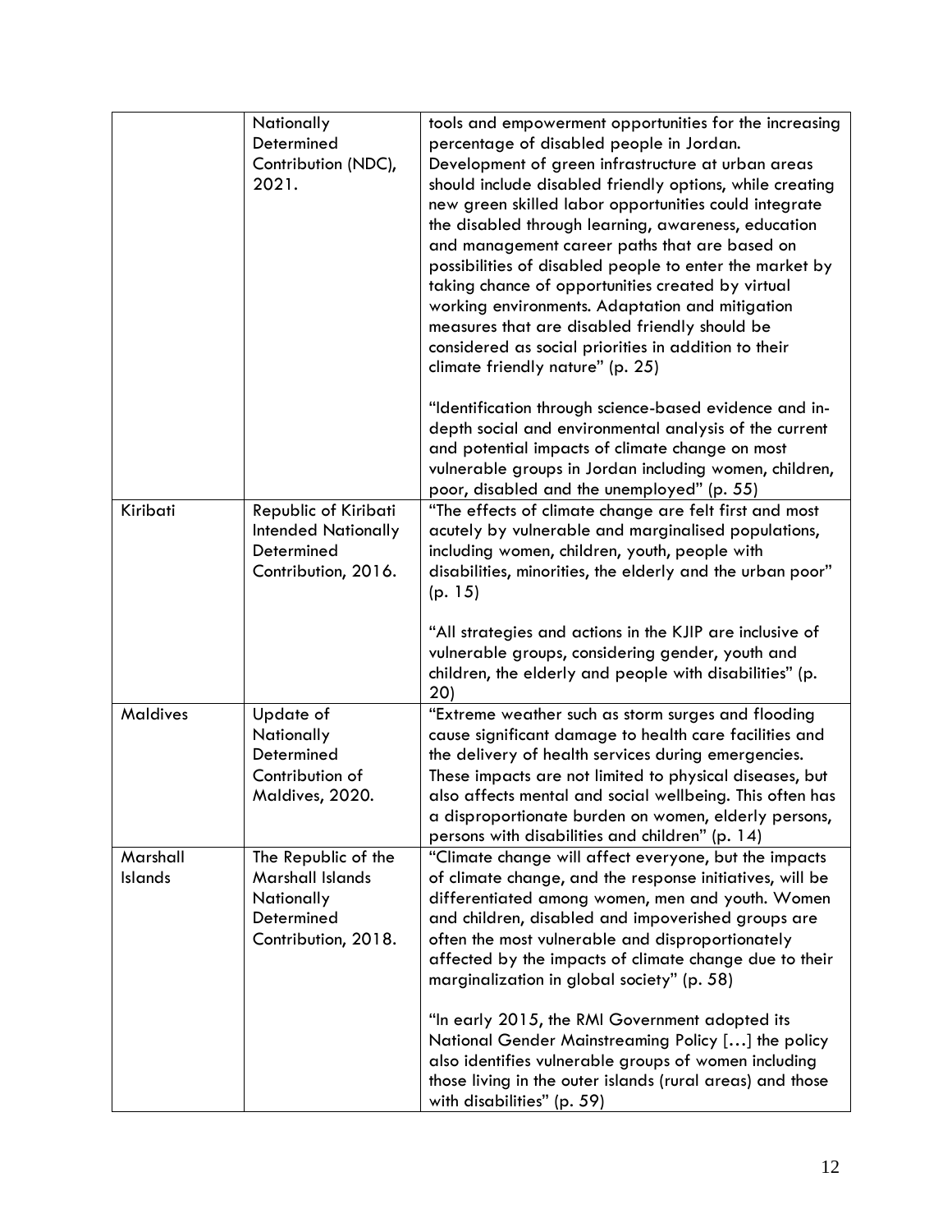| | | |
|---|---|---|
| | Nationally Determined Contribution (NDC), 2021. | tools and empowerment opportunities for the increasing percentage of disabled people in Jordan. Development of green infrastructure at urban areas should include disabled friendly options, while creating new green skilled labor opportunities could integrate the disabled through learning, awareness, education and management career paths that are based on possibilities of disabled people to enter the market by taking chance of opportunities created by virtual working environments. Adaptation and mitigation measures that are disabled friendly should be considered as social priorities in addition to their climate friendly nature" (p. 25)<br><br>"Identification through science-based evidence and in-depth social and environmental analysis of the current and potential impacts of climate change on most vulnerable groups in Jordan including women, children, poor, disabled and the unemployed" (p. 55) |
| Kiribati | Republic of Kiribati Intended Nationally Determined Contribution, 2016. | "The effects of climate change are felt first and most acutely by vulnerable and marginalised populations, including women, children, youth, people with disabilities, minorities, the elderly and the urban poor" (p. 15)<br><br>"All strategies and actions in the KJIP are inclusive of vulnerable groups, considering gender, youth and children, the elderly and people with disabilities" (p. 20) |
| Maldives | Update of Nationally Determined Contribution of Maldives, 2020. | "Extreme weather such as storm surges and flooding cause significant damage to health care facilities and the delivery of health services during emergencies. These impacts are not limited to physical diseases, but also affects mental and social wellbeing. This often has a disproportionate burden on women, elderly persons, persons with disabilities and children" (p. 14) |
| Marshall Islands | The Republic of the Marshall Islands Nationally Determined Contribution, 2018. | "Climate change will affect everyone, but the impacts of climate change, and the response initiatives, will be differentiated among women, men and youth. Women and children, disabled and impoverished groups are often the most vulnerable and disproportionately affected by the impacts of climate change due to their marginalization in global society" (p. 58)<br><br>"In early 2015, the RMI Government adopted its National Gender Mainstreaming Policy […] the policy also identifies vulnerable groups of women including those living in the outer islands (rural areas) and those with disabilities" (p. 59) |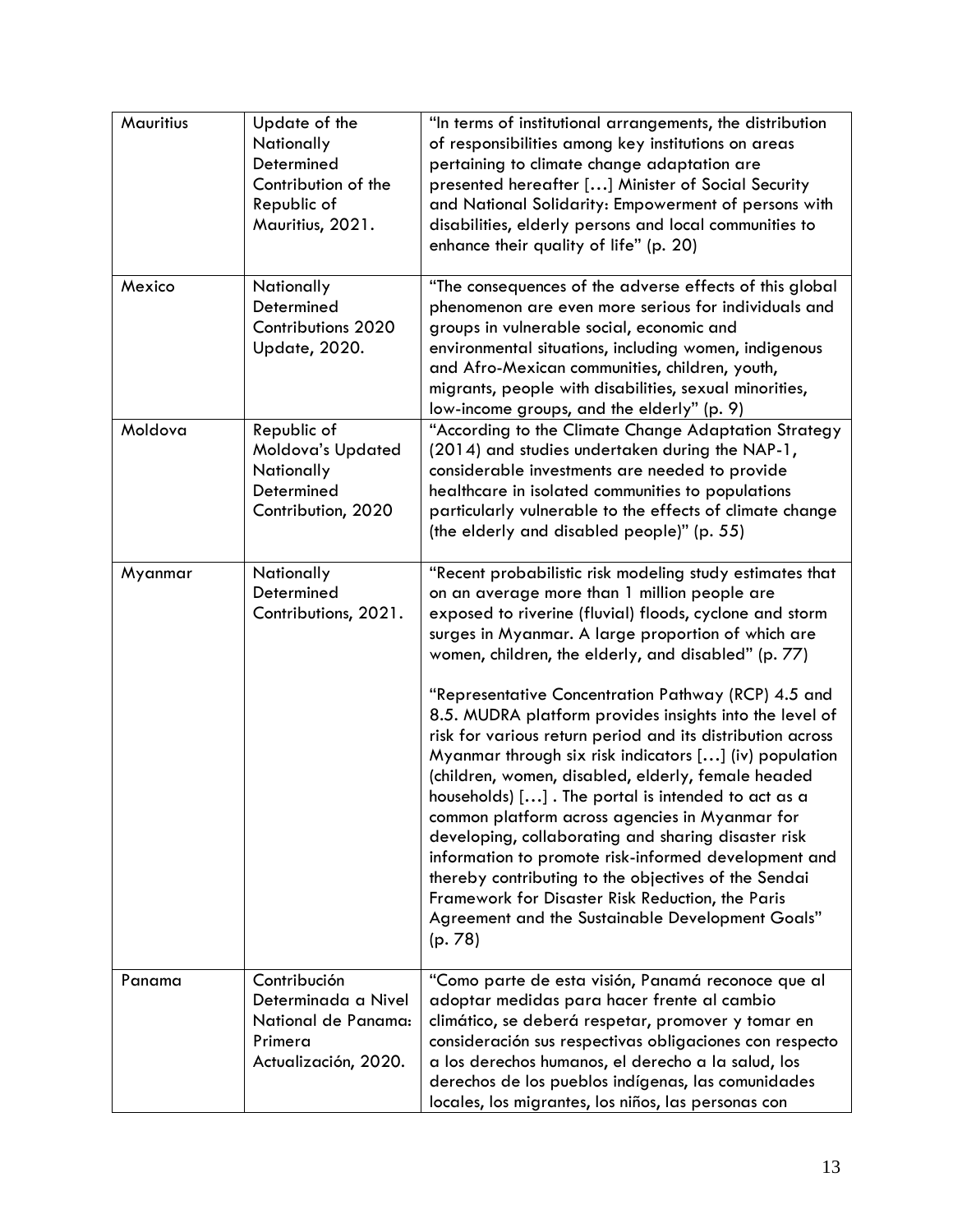| Mauritius | Update of the Nationally Determined Contribution of the Republic of Mauritius, 2021. | "In terms of institutional arrangements, the distribution of responsibilities among key institutions on areas pertaining to climate change adaptation are presented hereafter […] Minister of Social Security and National Solidarity: Empowerment of persons with disabilities, elderly persons and local communities to enhance their quality of life" (p. 20) |
|---|---|---|
| Mexico | Nationally Determined Contributions 2020 Update, 2020. | "The consequences of the adverse effects of this global phenomenon are even more serious for individuals and groups in vulnerable social, economic and environmental situations, including women, indigenous and Afro-Mexican communities, children, youth, migrants, people with disabilities, sexual minorities, low-income groups, and the elderly" (p. 9) |
| Moldova | Republic of Moldova's Updated Nationally Determined Contribution, 2020 | "According to the Climate Change Adaptation Strategy (2014) and studies undertaken during the NAP-1, considerable investments are needed to provide healthcare in isolated communities to populations particularly vulnerable to the effects of climate change (the elderly and disabled people)" (p. 55) |
| Myanmar | Nationally Determined Contributions, 2021. | "Recent probabilistic risk modeling study estimates that on an average more than 1 million people are exposed to riverine (fluvial) floods, cyclone and storm surges in Myanmar. A large proportion of which are women, children, the elderly, and disabled" (p. 77)<br><br>"Representative Concentration Pathway (RCP) 4.5 and 8.5. MUDRA platform provides insights into the level of risk for various return period and its distribution across Myanmar through six risk indicators […] (iv) population (children, women, disabled, elderly, female headed households) […] . The portal is intended to act as a common platform across agencies in Myanmar for developing, collaborating and sharing disaster risk information to promote risk-informed development and thereby contributing to the objectives of the Sendai Framework for Disaster Risk Reduction, the Paris Agreement and the Sustainable Development Goals" (p. 78) |
| Panama | Contribución Determinada a Nivel National de Panama: Primera Actualización, 2020. | "Como parte de esta visión, Panamá reconoce que al adoptar medidas para hacer frente al cambio climático, se deberá respetar, promover y tomar en consideración sus respectivas obligaciones con respecto a los derechos humanos, el derecho a la salud, los derechos de los pueblos indígenas, las comunidades locales, los migrantes, los niños, las personas con |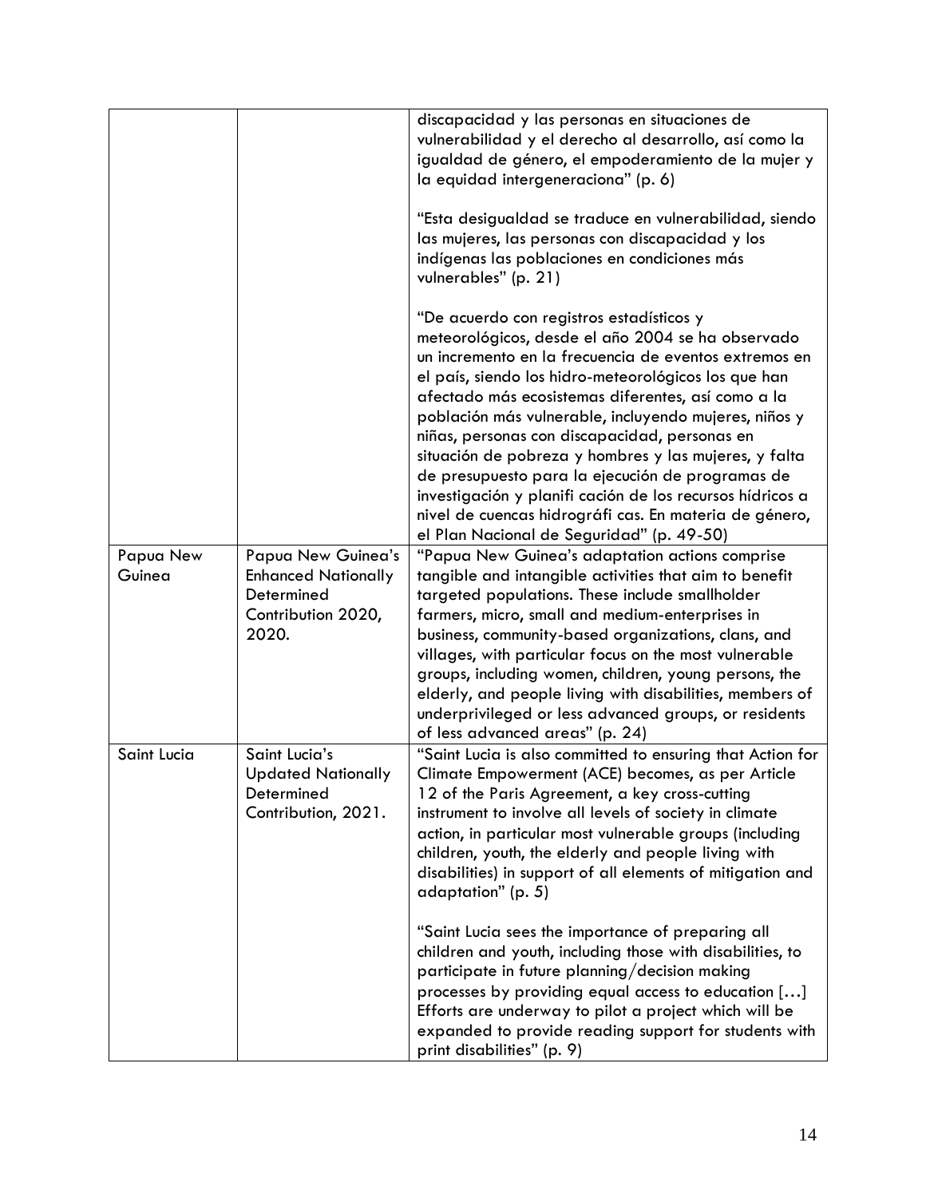| | | |
|---|---|---|
| | | discapacidad y las personas en situaciones de vulnerabilidad y el derecho al desarrollo, así como la igualdad de género, el empoderamiento de la mujer y la equidad intergeneraciona" (p. 6)<br><br>"Esta desigualdad se traduce en vulnerabilidad, siendo las mujeres, las personas con discapacidad y los indígenas las poblaciones en condiciones más vulnerables" (p. 21)<br><br>"De acuerdo con registros estadísticos y meteorológicos, desde el año 2004 se ha observado un incremento en la frecuencia de eventos extremos en el país, siendo los hidro-meteorológicos los que han afectado más ecosistemas diferentes, así como a la población más vulnerable, incluyendo mujeres, niños y niñas, personas con discapacidad, personas en situación de pobreza y hombres y las mujeres, y falta de presupuesto para la ejecución de programas de investigación y planifi cación de los recursos hídricos a nivel de cuencas hidrográfi cas. En materia de género, el Plan Nacional de Seguridad" (p. 49-50) |
| Papua New Guinea | Papua New Guinea's Enhanced Nationally Determined Contribution 2020, 2020. | "Papua New Guinea's adaptation actions comprise tangible and intangible activities that aim to benefit targeted populations. These include smallholder farmers, micro, small and medium-enterprises in business, community-based organizations, clans, and villages, with particular focus on the most vulnerable groups, including women, children, young persons, the elderly, and people living with disabilities, members of underprivileged or less advanced groups, or residents of less advanced areas" (p. 24) |
| Saint Lucia | Saint Lucia's Updated Nationally Determined Contribution, 2021. | "Saint Lucia is also committed to ensuring that Action for Climate Empowerment (ACE) becomes, as per Article 12 of the Paris Agreement, a key cross-cutting instrument to involve all levels of society in climate action, in particular most vulnerable groups (including children, youth, the elderly and people living with disabilities) in support of all elements of mitigation and adaptation" (p. 5)<br><br>"Saint Lucia sees the importance of preparing all children and youth, including those with disabilities, to participate in future planning/decision making processes by providing equal access to education […] Efforts are underway to pilot a project which will be expanded to provide reading support for students with print disabilities" (p. 9) |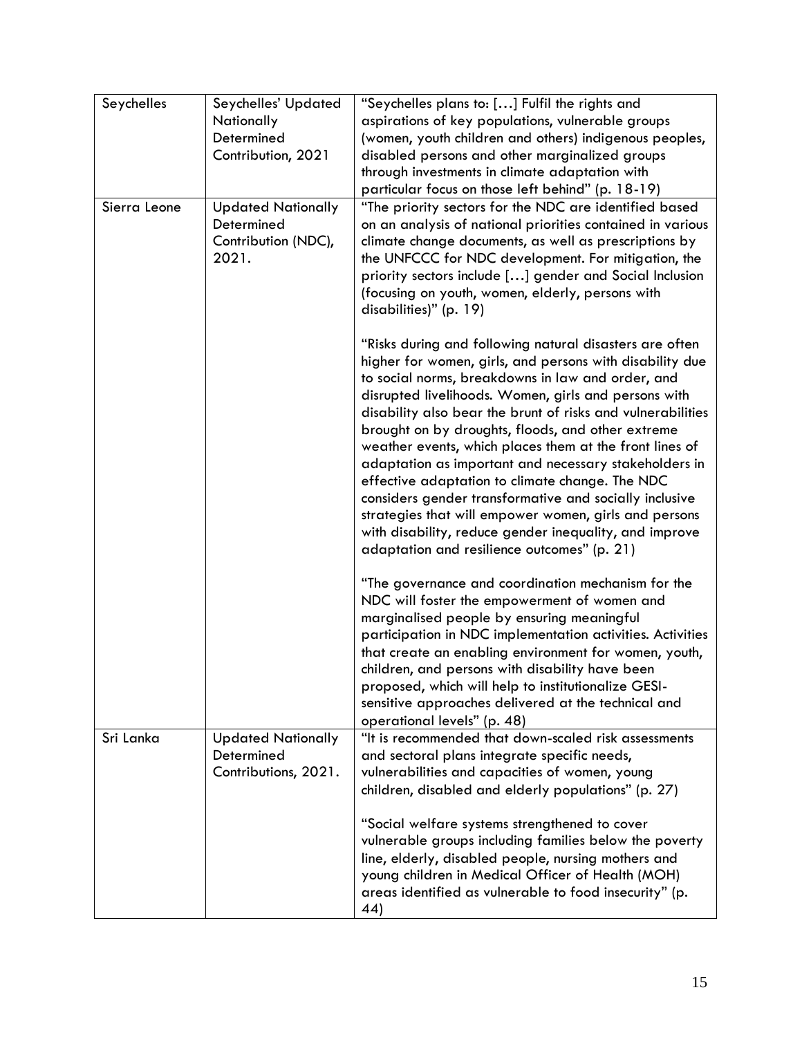| Seychelles | Seychelles' Updated Nationally Determined Contribution, 2021 | "Seychelles plans to: […] Fulfil the rights and aspirations of key populations, vulnerable groups (women, youth children and others) indigenous peoples, disabled persons and other marginalized groups through investments in climate adaptation with particular focus on those left behind" (p. 18-19) |
|---|---|---|
| Sierra Leone | Updated Nationally Determined Contribution (NDC), 2021. | "The priority sectors for the NDC are identified based on an analysis of national priorities contained in various climate change documents, as well as prescriptions by the UNFCCC for NDC development. For mitigation, the priority sectors include […] gender and Social Inclusion (focusing on youth, women, elderly, persons with disabilities)" (p. 19)<br><br>"Risks during and following natural disasters are often higher for women, girls, and persons with disability due to social norms, breakdowns in law and order, and disrupted livelihoods. Women, girls and persons with disability also bear the brunt of risks and vulnerabilities brought on by droughts, floods, and other extreme weather events, which places them at the front lines of adaptation as important and necessary stakeholders in effective adaptation to climate change. The NDC considers gender transformative and socially inclusive strategies that will empower women, girls and persons with disability, reduce gender inequality, and improve adaptation and resilience outcomes" (p. 21)<br><br>"The governance and coordination mechanism for the NDC will foster the empowerment of women and marginalised people by ensuring meaningful participation in NDC implementation activities. Activities that create an enabling environment for women, youth, children, and persons with disability have been proposed, which will help to institutionalize GESI-sensitive approaches delivered at the technical and operational levels" (p. 48) |
| Sri Lanka | Updated Nationally Determined Contributions, 2021. | "It is recommended that down-scaled risk assessments and sectoral plans integrate specific needs, vulnerabilities and capacities of women, young children, disabled and elderly populations" (p. 27)<br><br>"Social welfare systems strengthened to cover vulnerable groups including families below the poverty line, elderly, disabled people, nursing mothers and young children in Medical Officer of Health (MOH) areas identified as vulnerable to food insecurity" (p. 44) |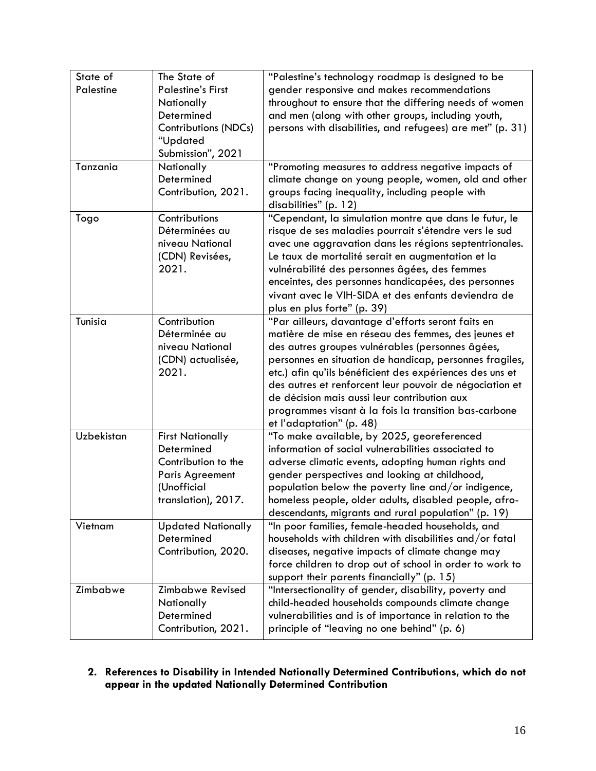| State of Palestine | The State of Palestine's First Nationally Determined Contributions (NDCs) "Updated Submission", 2021 | "Palestine's technology roadmap is designed to be gender responsive and makes recommendations throughout to ensure that the differing needs of women and men (along with other groups, including youth, persons with disabilities, and refugees) are met" (p. 31) |
|---|---|---|
| Tanzania | Nationally Determined Contribution, 2021. | "Promoting measures to address negative impacts of climate change on young people, women, old and other groups facing inequality, including people with disabilities" (p. 12) |
| Togo | Contributions Déterminées au niveau National (CDN) Revisées, 2021. | "Cependant, la simulation montre que dans le futur, le risque de ses maladies pourrait s'étendre vers le sud avec une aggravation dans les régions septentrionales. Le taux de mortalité serait en augmentation et la vulnérabilité des personnes âgées, des femmes enceintes, des personnes handicapées, des personnes vivant avec le VIH-SIDA et des enfants deviendra de plus en plus forte" (p. 39) |
| Tunisia | Contribution Déterminée au niveau National (CDN) actualisée, 2021. | "Par ailleurs, davantage d'efforts seront faits en matière de mise en réseau des femmes, des jeunes et des autres groupes vulnérables (personnes âgées, personnes en situation de handicap, personnes fragiles, etc.) afin qu'ils bénéficient des expériences des uns et des autres et renforcent leur pouvoir de négociation et de décision mais aussi leur contribution aux programmes visant à la fois la transition bas-carbone et l'adaptation" (p. 48) |
| Uzbekistan | First Nationally Determined Contribution to the Paris Agreement (Unofficial translation), 2017. | "To make available, by 2025, georeferenced information of social vulnerabilities associated to adverse climatic events, adopting human rights and gender perspectives and looking at childhood, population below the poverty line and/or indigence, homeless people, older adults, disabled people, afro-descendants, migrants and rural population" (p. 19) |
| Vietnam | Updated Nationally Determined Contribution, 2020. | "In poor families, female-headed households, and households with children with disabilities and/or fatal diseases, negative impacts of climate change may force children to drop out of school in order to work to support their parents financially" (p. 15) |
| Zimbabwe | Zimbabwe Revised Nationally Determined Contribution, 2021. | "Intersectionality of gender, disability, poverty and child-headed households compounds climate change vulnerabilities and is of importance in relation to the principle of "leaving no one behind" (p. 6) |

**2. References to Disability in Intended Nationally Determined Contributions, which do not appear in the updated Nationally Determined Contribution**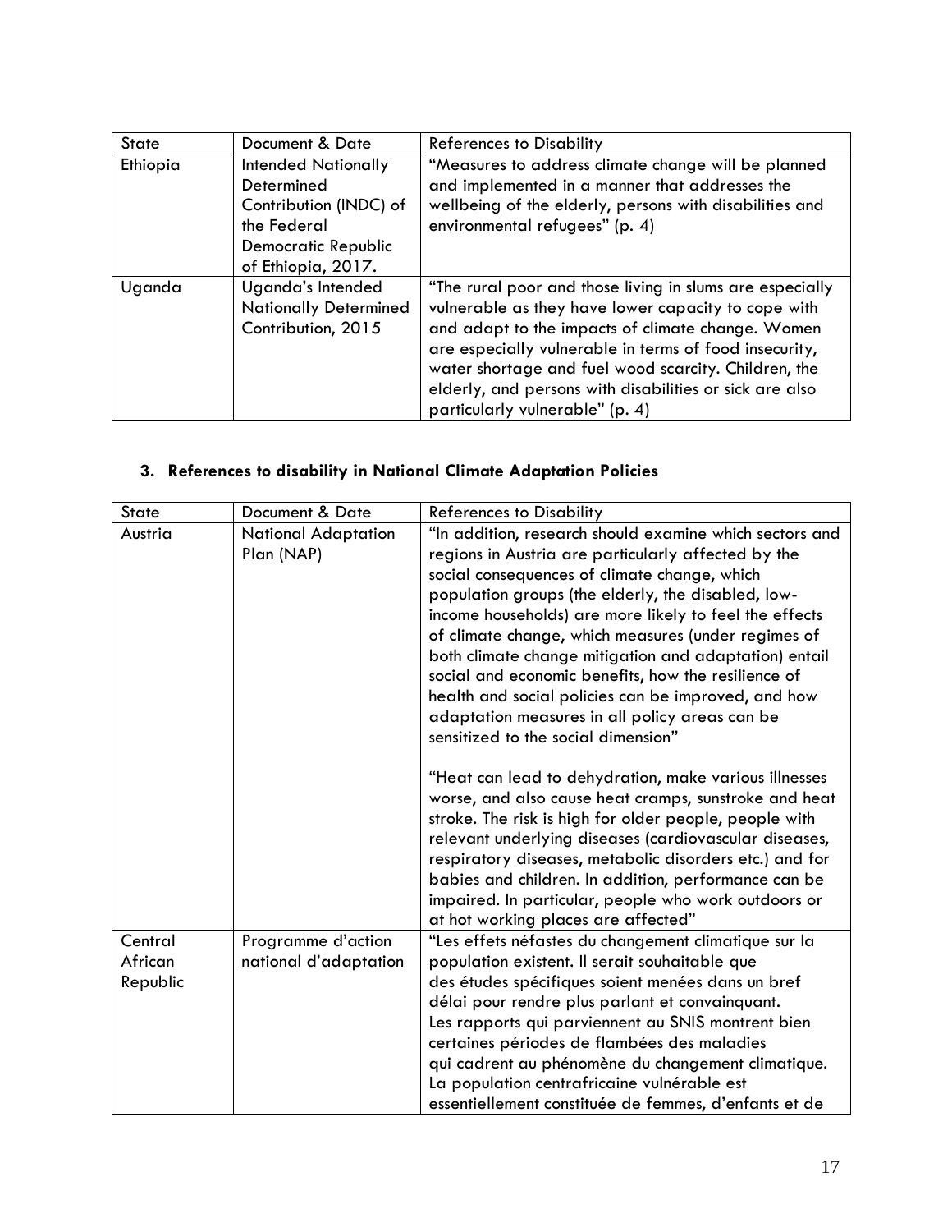| State | Document & Date | References to Disability |
|---|---|---|
| Ethiopia | Intended Nationally Determined Contribution (INDC) of the Federal Democratic Republic of Ethiopia, 2017. | "Measures to address climate change will be planned and implemented in a manner that addresses the wellbeing of the elderly, persons with disabilities and environmental refugees" (p. 4) |
| Uganda | Uganda's Intended Nationally Determined Contribution, 2015 | "The rural poor and those living in slums are especially vulnerable as they have lower capacity to cope with and adapt to the impacts of climate change. Women are especially vulnerable in terms of food insecurity, water shortage and fuel wood scarcity. Children, the elderly, and persons with disabilities or sick are also particularly vulnerable" (p. 4) |

### 3. References to disability in National Climate Adaptation Policies

| State | Document & Date | References to Disability |
|---|---|---|
| Austria | National Adaptation Plan (NAP) | "In addition, research should examine which sectors and regions in Austria are particularly affected by the social consequences of climate change, which population groups (the elderly, the disabled, low-income households) are more likely to feel the effects of climate change, which measures (under regimes of both climate change mitigation and adaptation) entail social and economic benefits, how the resilience of health and social policies can be improved, and how adaptation measures in all policy areas can be sensitized to the social dimension"<br><br>"Heat can lead to dehydration, make various illnesses worse, and also cause heat cramps, sunstroke and heat stroke. The risk is high for older people, people with relevant underlying diseases (cardiovascular diseases, respiratory diseases, metabolic disorders etc.) and for babies and children. In addition, performance can be impaired. In particular, people who work outdoors or at hot working places are affected" |
| Central African Republic | Programme d'action national d'adaptation | "Les effets néfastes du changement climatique sur la population existent. Il serait souhaitable que des études spécifiques soient menées dans un bref délai pour rendre plus parlant et convainquant. Les rapports qui parviennent au SNIS montrent bien certaines périodes de flambées des maladies qui cadrent au phénomène du changement climatique. La population centrafricaine vulnérable est essentiellement constituée de femmes, d'enfants et de |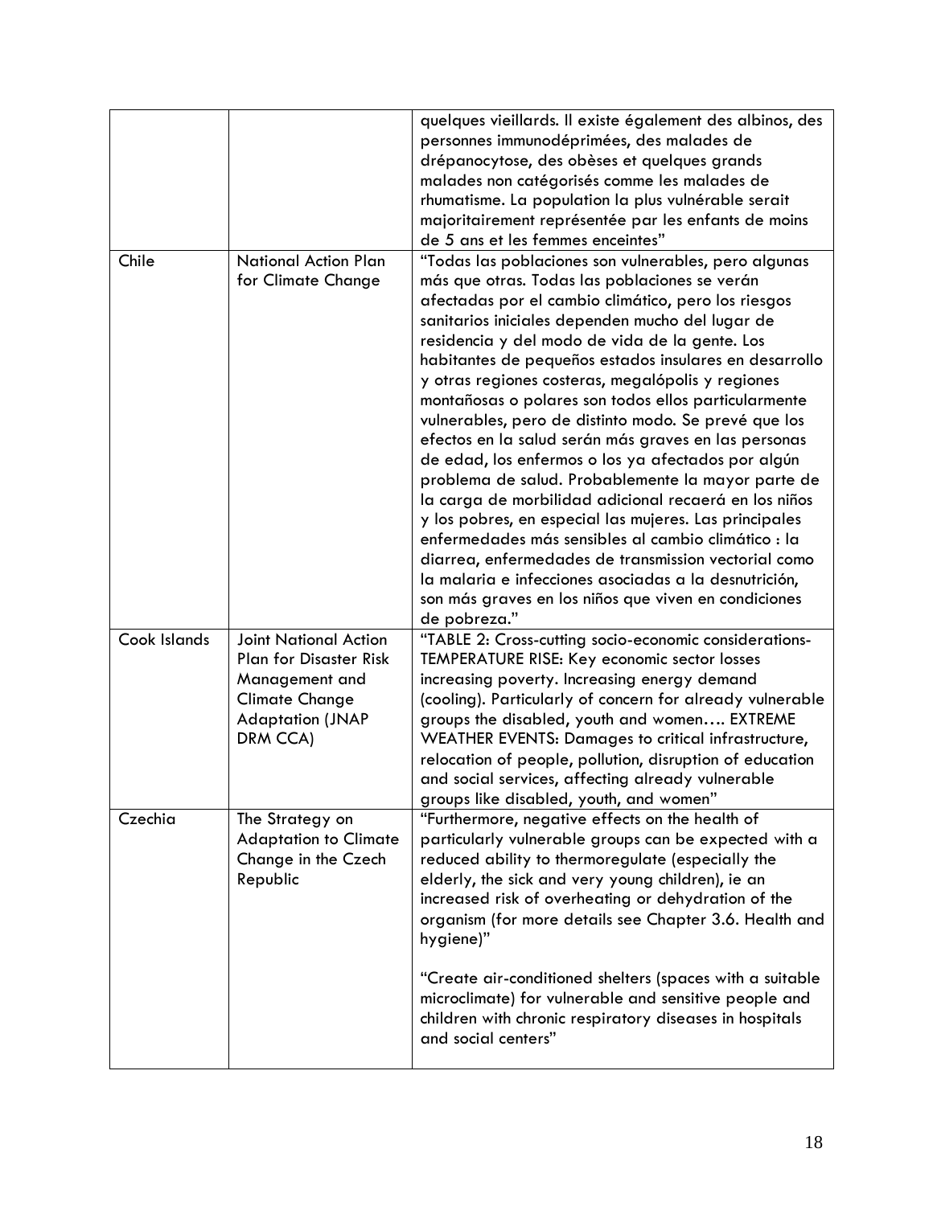| | | |
|---|---|---|
| | | quelques vieillards. Il existe également des albinos, des personnes immunodéprimées, des malades de drépanocytose, des obèses et quelques grands malades non catégorisés comme les malades de rhumatisme. La population la plus vulnérable serait majoritairement représentée par les enfants de moins de 5 ans et les femmes enceintes" |
| Chile | National Action Plan for Climate Change | "Todas las poblaciones son vulnerables, pero algunas más que otras. Todas las poblaciones se verán afectadas por el cambio climático, pero los riesgos sanitarios iniciales dependen mucho del lugar de residencia y del modo de vida de la gente. Los habitantes de pequeños estados insulares en desarrollo y otras regiones costeras, megalópolis y regiones montañosas o polares son todos ellos particularmente vulnerables, pero de distinto modo. Se prevé que los efectos en la salud serán más graves en las personas de edad, los enfermos o los ya afectados por algún problema de salud. Probablemente la mayor parte de la carga de morbilidad adicional recaerá en los niños y los pobres, en especial las mujeres. Las principales enfermedades más sensibles al cambio climático : la diarrea, enfermedades de transmission vectorial como la malaria e infecciones asociadas a la desnutrición, son más graves en los niños que viven en condiciones de pobreza." |
| Cook Islands | Joint National Action Plan for Disaster Risk Management and Climate Change Adaptation (JNAP DRM CCA) | "TABLE 2: Cross-cutting socio-economic considerations- TEMPERATURE RISE: Key economic sector losses increasing poverty. Increasing energy demand (cooling). Particularly of concern for already vulnerable groups the disabled, youth and women…. EXTREME WEATHER EVENTS: Damages to critical infrastructure, relocation of people, pollution, disruption of education and social services, affecting already vulnerable groups like disabled, youth, and women" |
| Czechia | The Strategy on Adaptation to Climate Change in the Czech Republic | "Furthermore, negative effects on the health of particularly vulnerable groups can be expected with a reduced ability to thermoregulate (especially the elderly, the sick and very young children), ie an increased risk of overheating or dehydration of the organism (for more details see Chapter 3.6. Health and hygiene)"<br><br>"Create air-conditioned shelters (spaces with a suitable microclimate) for vulnerable and sensitive people and children with chronic respiratory diseases in hospitals and social centers" |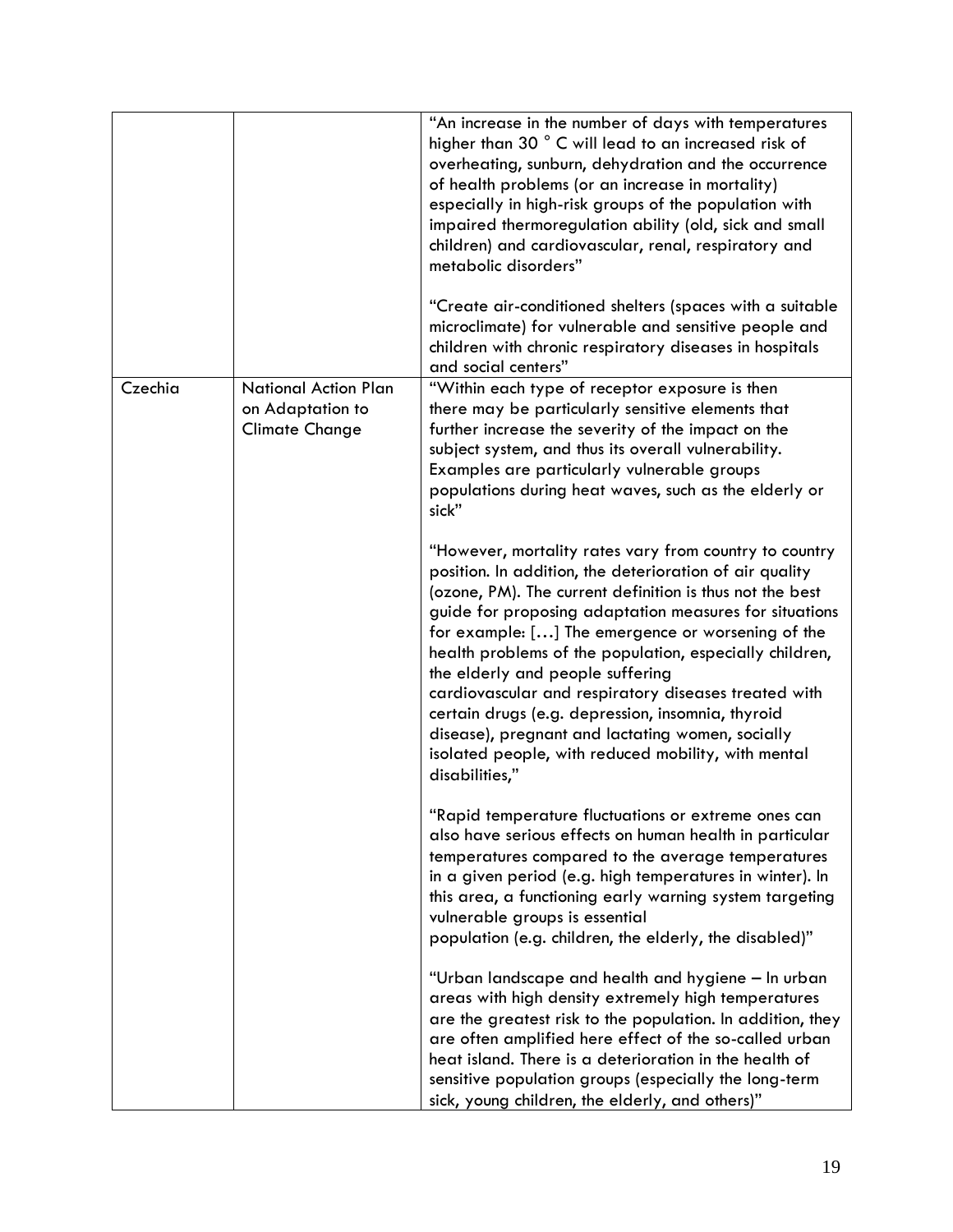| | | |
|---|---|---|
| | | "An increase in the number of days with temperatures higher than 30 ° C will lead to an increased risk of overheating, sunburn, dehydration and the occurrence of health problems (or an increase in mortality) especially in high-risk groups of the population with impaired thermoregulation ability (old, sick and small children) and cardiovascular, renal, respiratory and metabolic disorders"<br><br>"Create air-conditioned shelters (spaces with a suitable microclimate) for vulnerable and sensitive people and children with chronic respiratory diseases in hospitals and social centers" |
| Czechia | National Action Plan on Adaptation to Climate Change | "Within each type of receptor exposure is then there may be particularly sensitive elements that further increase the severity of the impact on the subject system, and thus its overall vulnerability. Examples are particularly vulnerable groups populations during heat waves, such as the elderly or sick"<br><br>"However, mortality rates vary from country to country position. In addition, the deterioration of air quality (ozone, PM). The current definition is thus not the best guide for proposing adaptation measures for situations for example: […] The emergence or worsening of the health problems of the population, especially children, the elderly and people suffering cardiovascular and respiratory diseases treated with certain drugs (e.g. depression, insomnia, thyroid disease), pregnant and lactating women, socially isolated people, with reduced mobility, with mental disabilities,"<br><br>"Rapid temperature fluctuations or extreme ones can also have serious effects on human health in particular temperatures compared to the average temperatures in a given period (e.g. high temperatures in winter). In this area, a functioning early warning system targeting vulnerable groups is essential population (e.g. children, the elderly, the disabled)"<br><br>"Urban landscape and health and hygiene – In urban areas with high density extremely high temperatures are the greatest risk to the population. In addition, they are often amplified here effect of the so-called urban heat island. There is a deterioration in the health of sensitive population groups (especially the long-term sick, young children, the elderly, and others)" |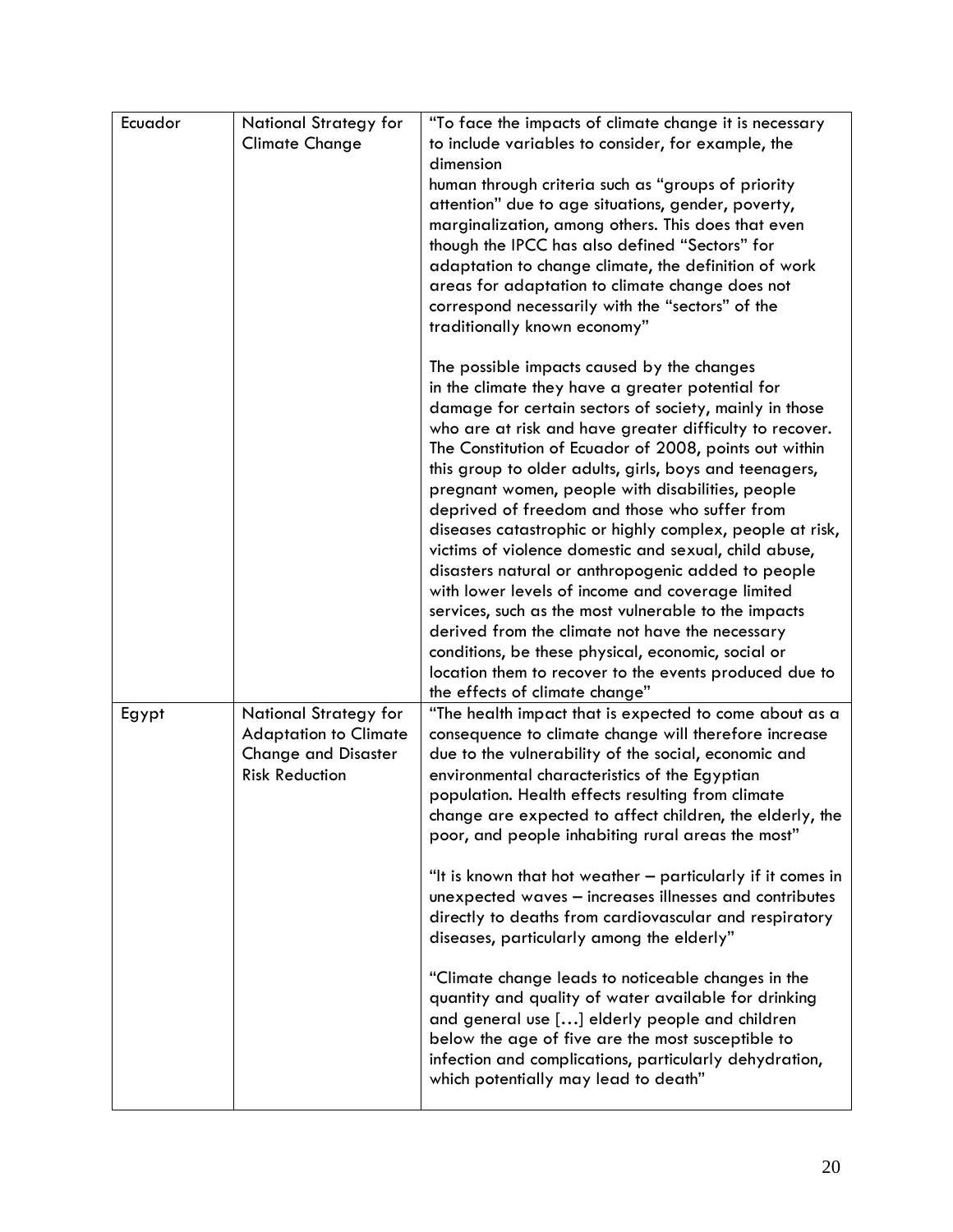| | | |
|---|---|---|
| Ecuador | National Strategy for Climate Change | "To face the impacts of climate change it is necessary to include variables to consider, for example, the dimension human through criteria such as "groups of priority attention" due to age situations, gender, poverty, marginalization, among others. This does that even though the IPCC has also defined "Sectors" for adaptation to change climate, the definition of work areas for adaptation to climate change does not correspond necessarily with the "sectors" of the traditionally known economy"<br><br>The possible impacts caused by the changes in the climate they have a greater potential for damage for certain sectors of society, mainly in those who are at risk and have greater difficulty to recover. The Constitution of Ecuador of 2008, points out within this group to older adults, girls, boys and teenagers, pregnant women, people with disabilities, people deprived of freedom and those who suffer from diseases catastrophic or highly complex, people at risk, victims of violence domestic and sexual, child abuse, disasters natural or anthropogenic added to people with lower levels of income and coverage limited services, such as the most vulnerable to the impacts derived from the climate not have the necessary conditions, be these physical, economic, social or location them to recover to the events produced due to the effects of climate change" |
| Egypt | National Strategy for Adaptation to Climate Change and Disaster Risk Reduction | "The health impact that is expected to come about as a consequence to climate change will therefore increase due to the vulnerability of the social, economic and environmental characteristics of the Egyptian population. Health effects resulting from climate change are expected to affect children, the elderly, the poor, and people inhabiting rural areas the most"<br><br>"It is known that hot weather – particularly if it comes in unexpected waves – increases illnesses and contributes directly to deaths from cardiovascular and respiratory diseases, particularly among the elderly"<br><br>"Climate change leads to noticeable changes in the quantity and quality of water available for drinking and general use […] elderly people and children below the age of five are the most susceptible to infection and complications, particularly dehydration, which potentially may lead to death" |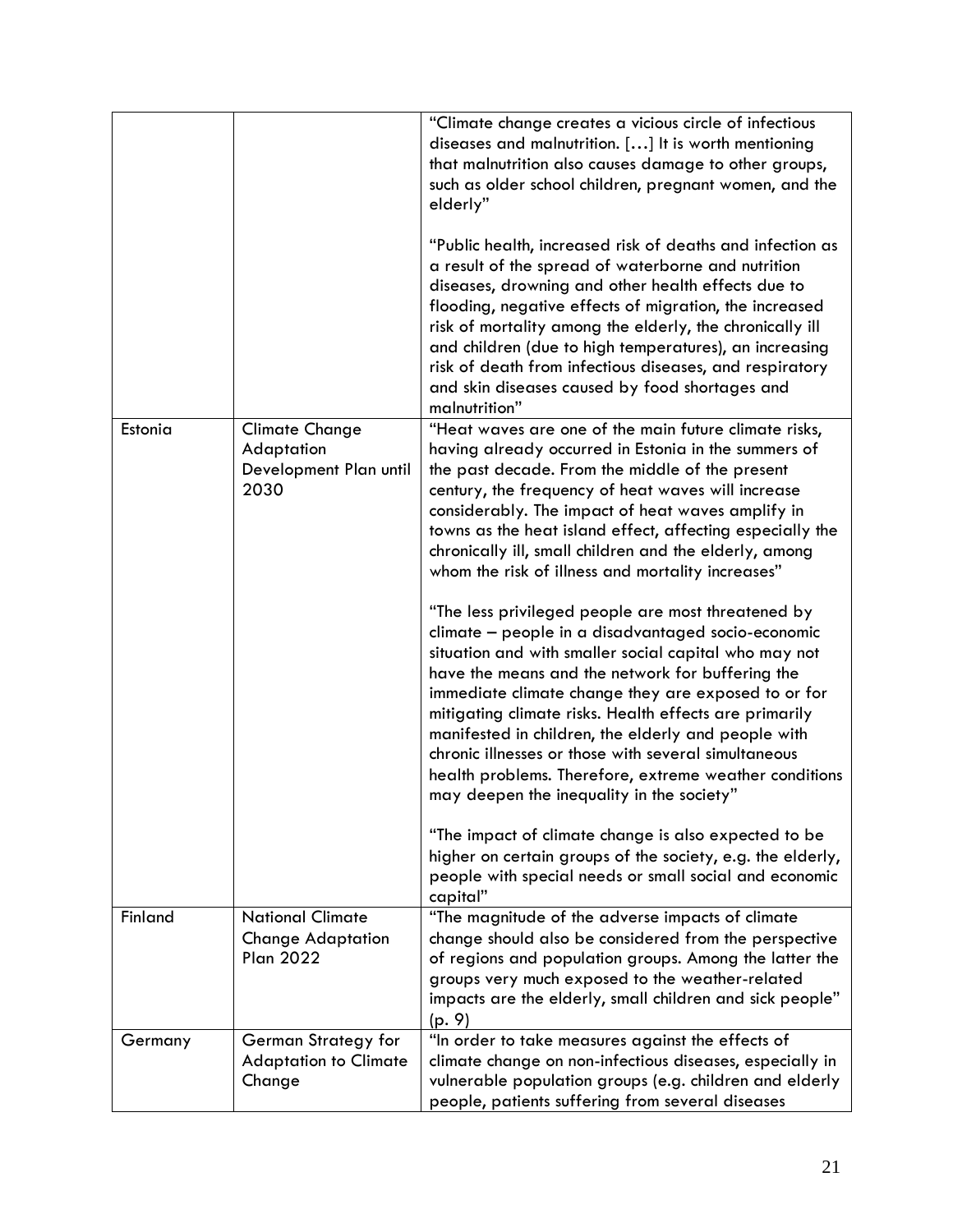| | | |
|---|---|---|
| | | "Climate change creates a vicious circle of infectious diseases and malnutrition. […] It is worth mentioning that malnutrition also causes damage to other groups, such as older school children, pregnant women, and the elderly"<br><br>"Public health, increased risk of deaths and infection as a result of the spread of waterborne and nutrition diseases, drowning and other health effects due to flooding, negative effects of migration, the increased risk of mortality among the elderly, the chronically ill and children (due to high temperatures), an increasing risk of death from infectious diseases, and respiratory and skin diseases caused by food shortages and malnutrition" |
| Estonia | Climate Change Adaptation Development Plan until 2030 | "Heat waves are one of the main future climate risks, having already occurred in Estonia in the summers of the past decade. From the middle of the present century, the frequency of heat waves will increase considerably. The impact of heat waves amplify in towns as the heat island effect, affecting especially the chronically ill, small children and the elderly, among whom the risk of illness and mortality increases"<br><br>"The less privileged people are most threatened by climate – people in a disadvantaged socio-economic situation and with smaller social capital who may not have the means and the network for buffering the immediate climate change they are exposed to or for mitigating climate risks. Health effects are primarily manifested in children, the elderly and people with chronic illnesses or those with several simultaneous health problems. Therefore, extreme weather conditions may deepen the inequality in the society"<br><br>"The impact of climate change is also expected to be higher on certain groups of the society, e.g. the elderly, people with special needs or small social and economic capital" |
| Finland | National Climate Change Adaptation Plan 2022 | "The magnitude of the adverse impacts of climate change should also be considered from the perspective of regions and population groups. Among the latter the groups very much exposed to the weather-related impacts are the elderly, small children and sick people" (p. 9) |
| Germany | German Strategy for Adaptation to Climate Change | "In order to take measures against the effects of climate change on non-infectious diseases, especially in vulnerable population groups (e.g. children and elderly people, patients suffering from several diseases |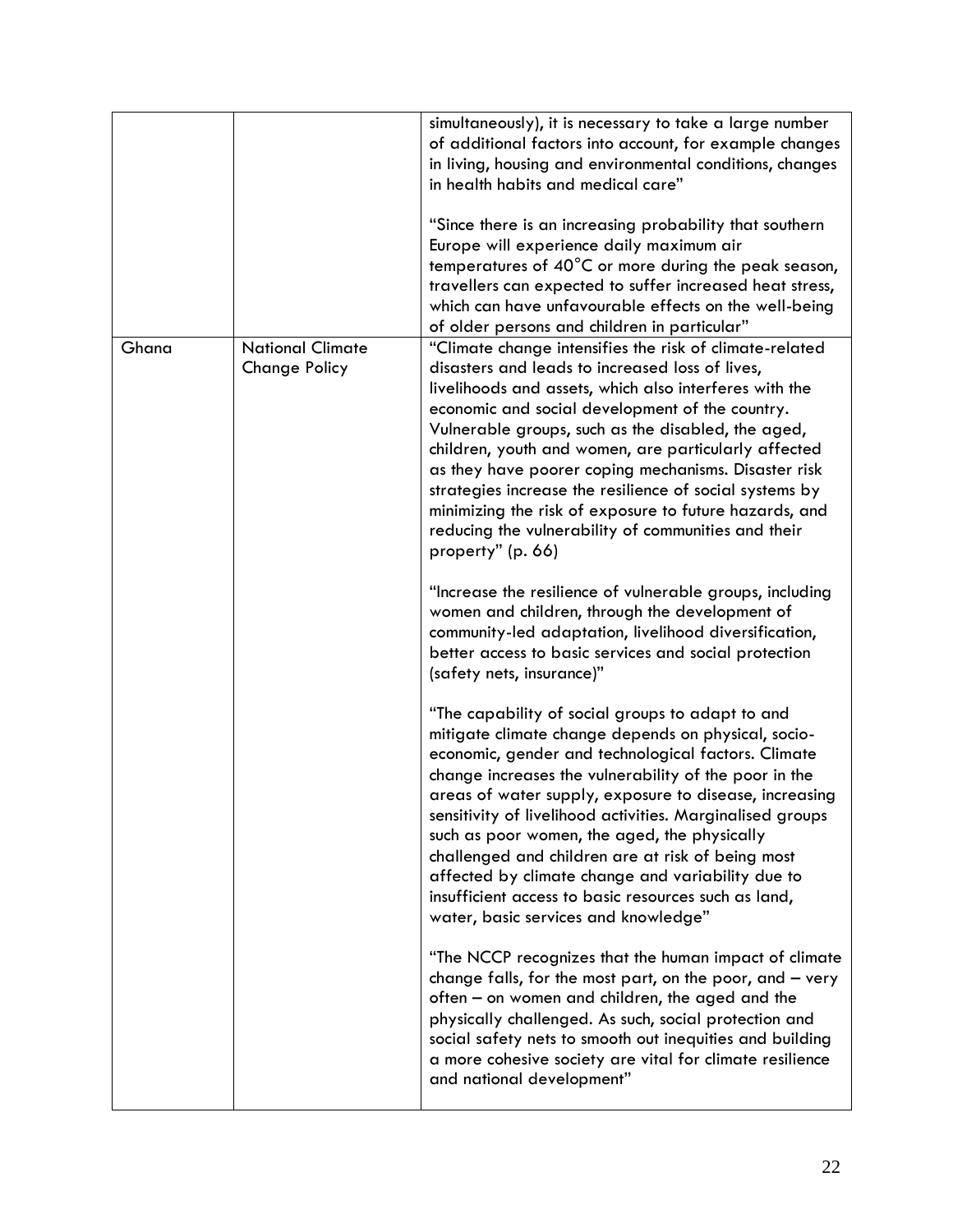| | | |
|---|---|---|
| | | simultaneously), it is necessary to take a large number of additional factors into account, for example changes in living, housing and environmental conditions, changes in health habits and medical care"<br><br>"Since there is an increasing probability that southern Europe will experience daily maximum air temperatures of 40°C or more during the peak season, travellers can expected to suffer increased heat stress, which can have unfavourable effects on the well-being of older persons and children in particular" |
| Ghana | National Climate Change Policy | "Climate change intensifies the risk of climate-related disasters and leads to increased loss of lives, livelihoods and assets, which also interferes with the economic and social development of the country. Vulnerable groups, such as the disabled, the aged, children, youth and women, are particularly affected as they have poorer coping mechanisms. Disaster risk strategies increase the resilience of social systems by minimizing the risk of exposure to future hazards, and reducing the vulnerability of communities and their property" (p. 66)<br><br>"Increase the resilience of vulnerable groups, including women and children, through the development of community-led adaptation, livelihood diversification, better access to basic services and social protection (safety nets, insurance)"<br><br>"The capability of social groups to adapt to and mitigate climate change depends on physical, socio-economic, gender and technological factors. Climate change increases the vulnerability of the poor in the areas of water supply, exposure to disease, increasing sensitivity of livelihood activities. Marginalised groups such as poor women, the aged, the physically challenged and children are at risk of being most affected by climate change and variability due to insufficient access to basic resources such as land, water, basic services and knowledge"<br><br>"The NCCP recognizes that the human impact of climate change falls, for the most part, on the poor, and – very often – on women and children, the aged and the physically challenged. As such, social protection and social safety nets to smooth out inequities and building a more cohesive society are vital for climate resilience and national development" |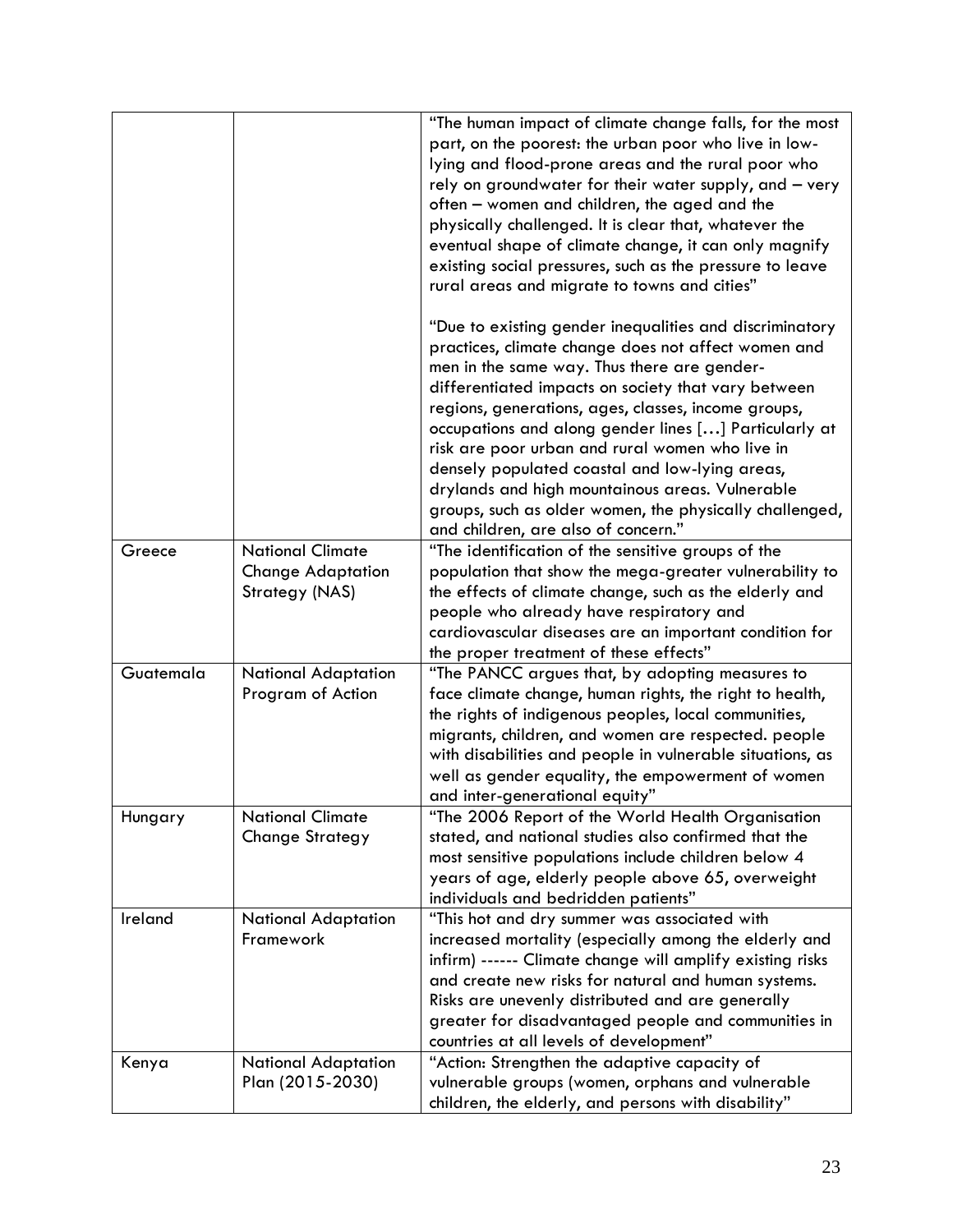| | | |
|---|---|---|
| | | "The human impact of climate change falls, for the most part, on the poorest: the urban poor who live in low-lying and flood-prone areas and the rural poor who rely on groundwater for their water supply, and – very often – women and children, the aged and the physically challenged. It is clear that, whatever the eventual shape of climate change, it can only magnify existing social pressures, such as the pressure to leave rural areas and migrate to towns and cities"<br><br>"Due to existing gender inequalities and discriminatory practices, climate change does not affect women and men in the same way. Thus there are gender-differentiated impacts on society that vary between regions, generations, ages, classes, income groups, occupations and along gender lines […] Particularly at risk are poor urban and rural women who live in densely populated coastal and low-lying areas, drylands and high mountainous areas. Vulnerable groups, such as older women, the physically challenged, and children, are also of concern." |
| Greece | National Climate Change Adaptation Strategy (NAS) | "The identification of the sensitive groups of the population that show the mega-greater vulnerability to the effects of climate change, such as the elderly and people who already have respiratory and cardiovascular diseases are an important condition for the proper treatment of these effects" |
| Guatemala | National Adaptation Program of Action | "The PANCC argues that, by adopting measures to face climate change, human rights, the right to health, the rights of indigenous peoples, local communities, migrants, children, and women are respected. people with disabilities and people in vulnerable situations, as well as gender equality, the empowerment of women and inter-generational equity" |
| Hungary | National Climate Change Strategy | "The 2006 Report of the World Health Organisation stated, and national studies also confirmed that the most sensitive populations include children below 4 years of age, elderly people above 65, overweight individuals and bedridden patients" |
| Ireland | National Adaptation Framework | "This hot and dry summer was associated with increased mortality (especially among the elderly and infirm) ------ Climate change will amplify existing risks and create new risks for natural and human systems. Risks are unevenly distributed and are generally greater for disadvantaged people and communities in countries at all levels of development" |
| Kenya | National Adaptation Plan (2015-2030) | "Action: Strengthen the adaptive capacity of vulnerable groups (women, orphans and vulnerable children, the elderly, and persons with disability" |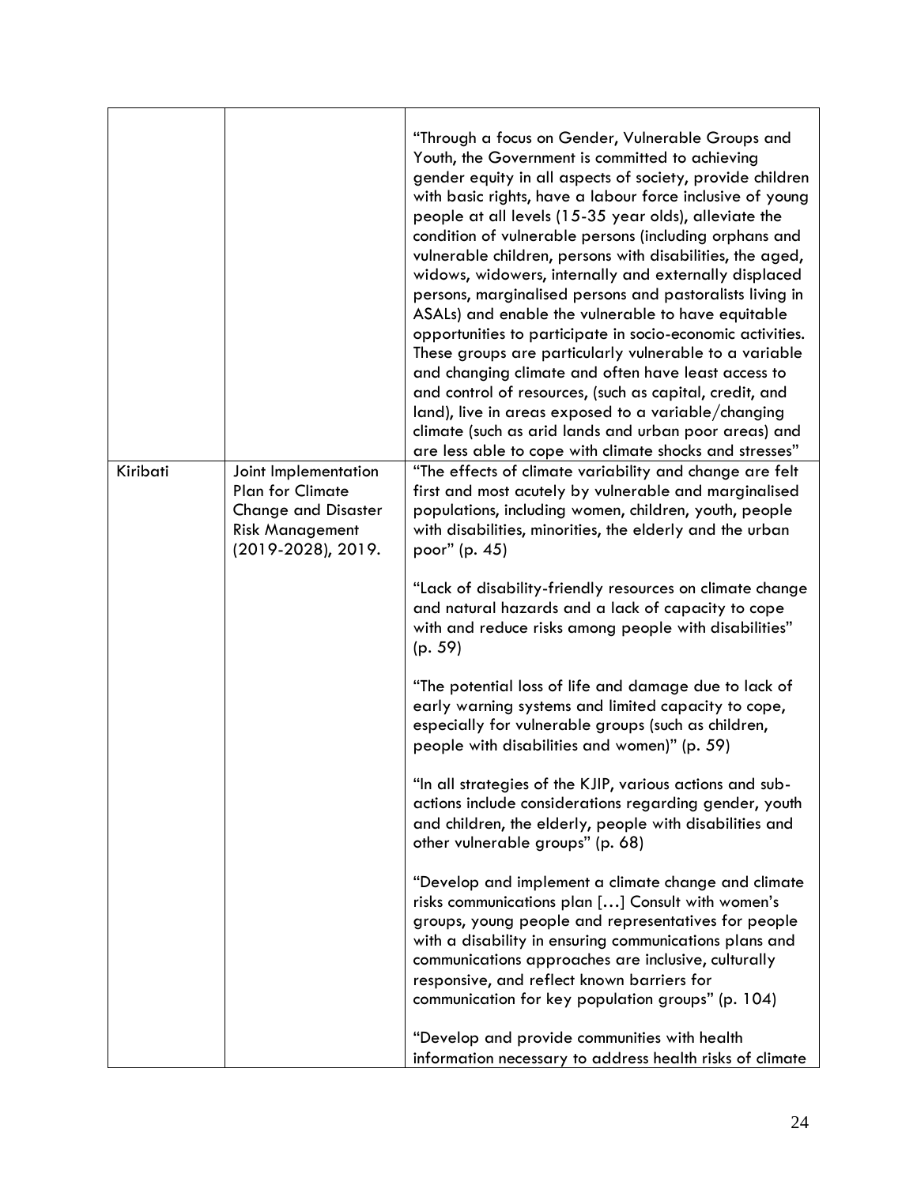| | | |
|---|---|---|
| | | "Through a focus on Gender, Vulnerable Groups and Youth, the Government is committed to achieving gender equity in all aspects of society, provide children with basic rights, have a labour force inclusive of young people at all levels (15-35 year olds), alleviate the condition of vulnerable persons (including orphans and vulnerable children, persons with disabilities, the aged, widows, widowers, internally and externally displaced persons, marginalised persons and pastoralists living in ASALs) and enable the vulnerable to have equitable opportunities to participate in socio-economic activities. These groups are particularly vulnerable to a variable and changing climate and often have least access to and control of resources, (such as capital, credit, and land), live in areas exposed to a variable/changing climate (such as arid lands and urban poor areas) and are less able to cope with climate shocks and stresses" |
| Kiribati | Joint Implementation Plan for Climate Change and Disaster Risk Management (2019-2028), 2019. | "The effects of climate variability and change are felt first and most acutely by vulnerable and marginalised populations, including women, children, youth, people with disabilities, minorities, the elderly and the urban poor" (p. 45)<br><br>"Lack of disability-friendly resources on climate change and natural hazards and a lack of capacity to cope with and reduce risks among people with disabilities" (p. 59)<br><br>"The potential loss of life and damage due to lack of early warning systems and limited capacity to cope, especially for vulnerable groups (such as children, people with disabilities and women)" (p. 59)<br><br>"In all strategies of the KJIP, various actions and sub-actions include considerations regarding gender, youth and children, the elderly, people with disabilities and other vulnerable groups" (p. 68)<br><br>"Develop and implement a climate change and climate risks communications plan […] Consult with women's groups, young people and representatives for people with a disability in ensuring communications plans and communications approaches are inclusive, culturally responsive, and reflect known barriers for communication for key population groups" (p. 104)<br><br>"Develop and provide communities with health information necessary to address health risks of climate |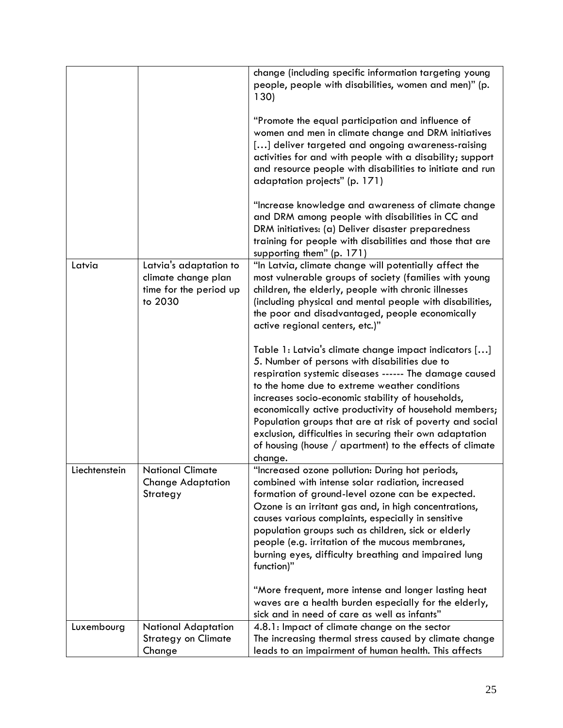| | | |
|---|---|---|
| | | change (including specific information targeting young people, people with disabilities, women and men)" (p. 130)<br><br>"Promote the equal participation and influence of women and men in climate change and DRM initiatives […] deliver targeted and ongoing awareness-raising activities for and with people with a disability; support and resource people with disabilities to initiate and run adaptation projects" (p. 171)<br><br>"Increase knowledge and awareness of climate change and DRM among people with disabilities in CC and DRM initiatives: (a) Deliver disaster preparedness training for people with disabilities and those that are supporting them" (p. 171) |
| Latvia | Latvia's adaptation to climate change plan time for the period up to 2030 | "In Latvia, climate change will potentially affect the most vulnerable groups of society (families with young children, the elderly, people with chronic illnesses (including physical and mental people with disabilities, the poor and disadvantaged, people economically active regional centers, etc.)"<br><br>Table 1: Latvia's climate change impact indicators […] 5. Number of persons with disabilities due to respiration systemic diseases ------ The damage caused to the home due to extreme weather conditions increases socio-economic stability of households, economically active productivity of household members; Population groups that are at risk of poverty and social exclusion, difficulties in securing their own adaptation of housing (house / apartment) to the effects of climate change. |
| Liechtenstein | National Climate Change Adaptation Strategy | "Increased ozone pollution: During hot periods, combined with intense solar radiation, increased formation of ground-level ozone can be expected. Ozone is an irritant gas and, in high concentrations, causes various complaints, especially in sensitive population groups such as children, sick or elderly people (e.g. irritation of the mucous membranes, burning eyes, difficulty breathing and impaired lung function)"<br><br>"More frequent, more intense and longer lasting heat waves are a health burden especially for the elderly, sick and in need of care as well as infants" |
| Luxembourg | National Adaptation Strategy on Climate Change | 4.8.1: Impact of climate change on the sector<br>The increasing thermal stress caused by climate change leads to an impairment of human health. This affects |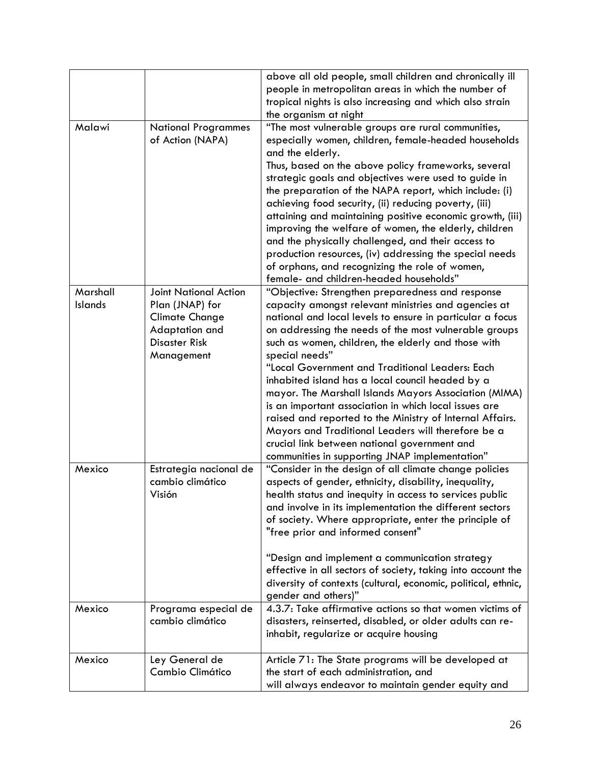| | | |
|---|---|---|
| | | above all old people, small children and chronically ill people in metropolitan areas in which the number of tropical nights is also increasing and which also strain the organism at night |
| Malawi | National Programmes of Action (NAPA) | "The most vulnerable groups are rural communities, especially women, children, female-headed households and the elderly.<br>Thus, based on the above policy frameworks, several strategic goals and objectives were used to guide in the preparation of the NAPA report, which include: (i) achieving food security, (ii) reducing poverty, (iii) attaining and maintaining positive economic growth, (iii) improving the welfare of women, the elderly, children and the physically challenged, and their access to production resources, (iv) addressing the special needs of orphans, and recognizing the role of women, female- and children-headed households" |
| Marshall Islands | Joint National Action Plan (JNAP) for Climate Change Adaptation and Disaster Risk Management | "Objective: Strengthen preparedness and response capacity amongst relevant ministries and agencies at national and local levels to ensure in particular a focus on addressing the needs of the most vulnerable groups such as women, children, the elderly and those with special needs"<br>"Local Government and Traditional Leaders: Each inhabited island has a local council headed by a mayor. The Marshall Islands Mayors Association (MIMA) is an important association in which local issues are raised and reported to the Ministry of Internal Affairs. Mayors and Traditional Leaders will therefore be a crucial link between national government and communities in supporting JNAP implementation" |
| Mexico | Estrategia nacional de cambio climático Visión | "Consider in the design of all climate change policies aspects of gender, ethnicity, disability, inequality, health status and inequity in access to services public and involve in its implementation the different sectors of society. Where appropriate, enter the principle of "free prior and informed consent"<br><br>"Design and implement a communication strategy effective in all sectors of society, taking into account the diversity of contexts (cultural, economic, political, ethnic, gender and others)" |
| Mexico | Programa especial de cambio climático | 4.3.7: Take affirmative actions so that women victims of disasters, reinserted, disabled, or older adults can re-inhabit, regularize or acquire housing |
| Mexico | Ley General de Cambio Climático | Article 71: The State programs will be developed at the start of each administration, and will always endeavor to maintain gender equity and |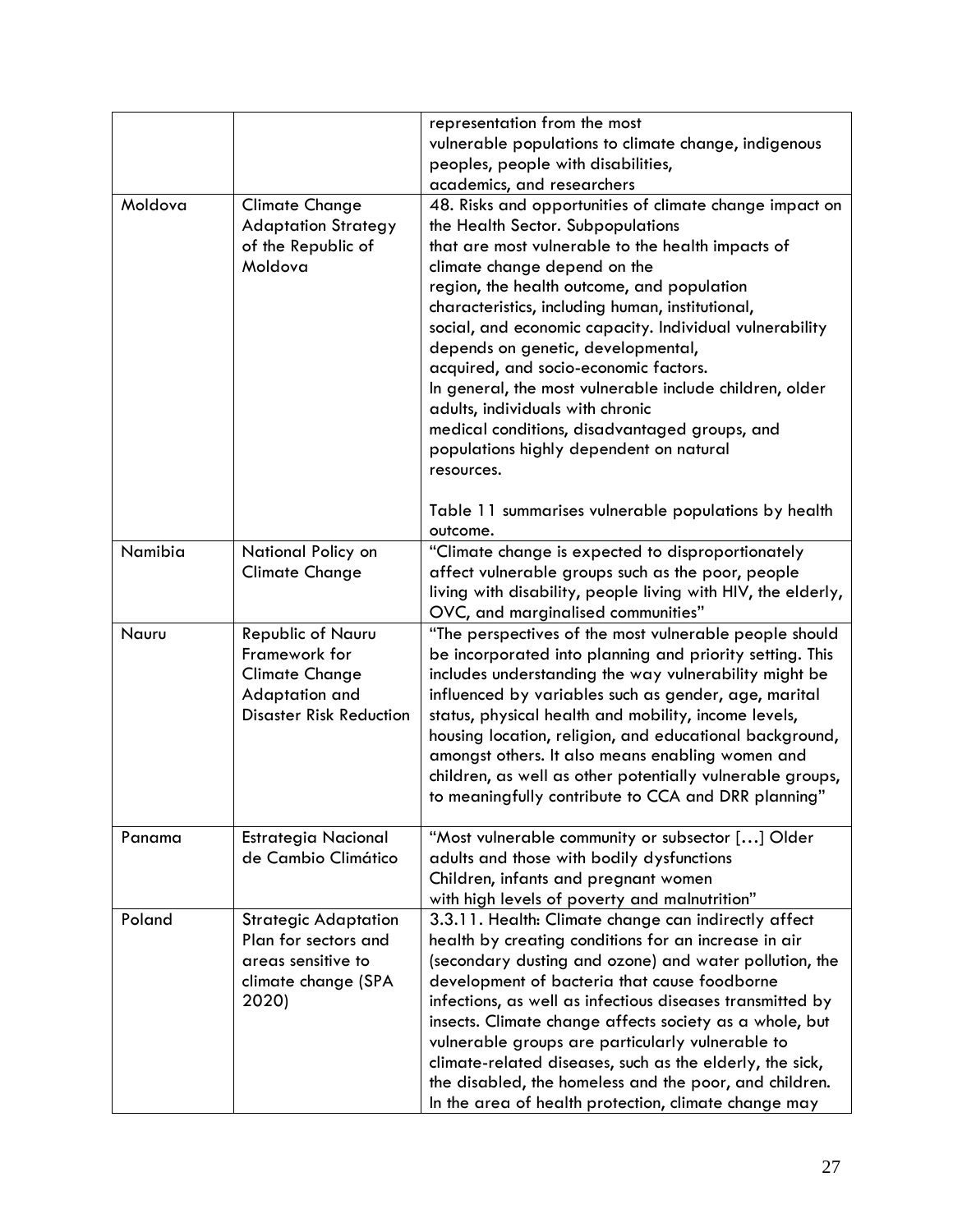| | | |
|---|---|---|
| | | representation from the most vulnerable populations to climate change, indigenous peoples, people with disabilities, academics, and researchers |
| Moldova | Climate Change Adaptation Strategy of the Republic of Moldova | 48. Risks and opportunities of climate change impact on the Health Sector. Subpopulations that are most vulnerable to the health impacts of climate change depend on the region, the health outcome, and population characteristics, including human, institutional, social, and economic capacity. Individual vulnerability depends on genetic, developmental, acquired, and socio-economic factors. In general, the most vulnerable include children, older adults, individuals with chronic medical conditions, disadvantaged groups, and populations highly dependent on natural resources.<br><br>Table 11 summarises vulnerable populations by health outcome. |
| Namibia | National Policy on Climate Change | "Climate change is expected to disproportionately affect vulnerable groups such as the poor, people living with disability, people living with HIV, the elderly, OVC, and marginalised communities" |
| Nauru | Republic of Nauru Framework for Climate Change Adaptation and Disaster Risk Reduction | "The perspectives of the most vulnerable people should be incorporated into planning and priority setting. This includes understanding the way vulnerability might be influenced by variables such as gender, age, marital status, physical health and mobility, income levels, housing location, religion, and educational background, amongst others. It also means enabling women and children, as well as other potentially vulnerable groups, to meaningfully contribute to CCA and DRR planning" |
| Panama | Estrategia Nacional de Cambio Climático | "Most vulnerable community or subsector […] Older adults and those with bodily dysfunctions Children, infants and pregnant women with high levels of poverty and malnutrition" |
| Poland | Strategic Adaptation Plan for sectors and areas sensitive to climate change (SPA 2020) | 3.3.11. Health: Climate change can indirectly affect health by creating conditions for an increase in air (secondary dusting and ozone) and water pollution, the development of bacteria that cause foodborne infections, as well as infectious diseases transmitted by insects. Climate change affects society as a whole, but vulnerable groups are particularly vulnerable to climate-related diseases, such as the elderly, the sick, the disabled, the homeless and the poor, and children. In the area of health protection, climate change may |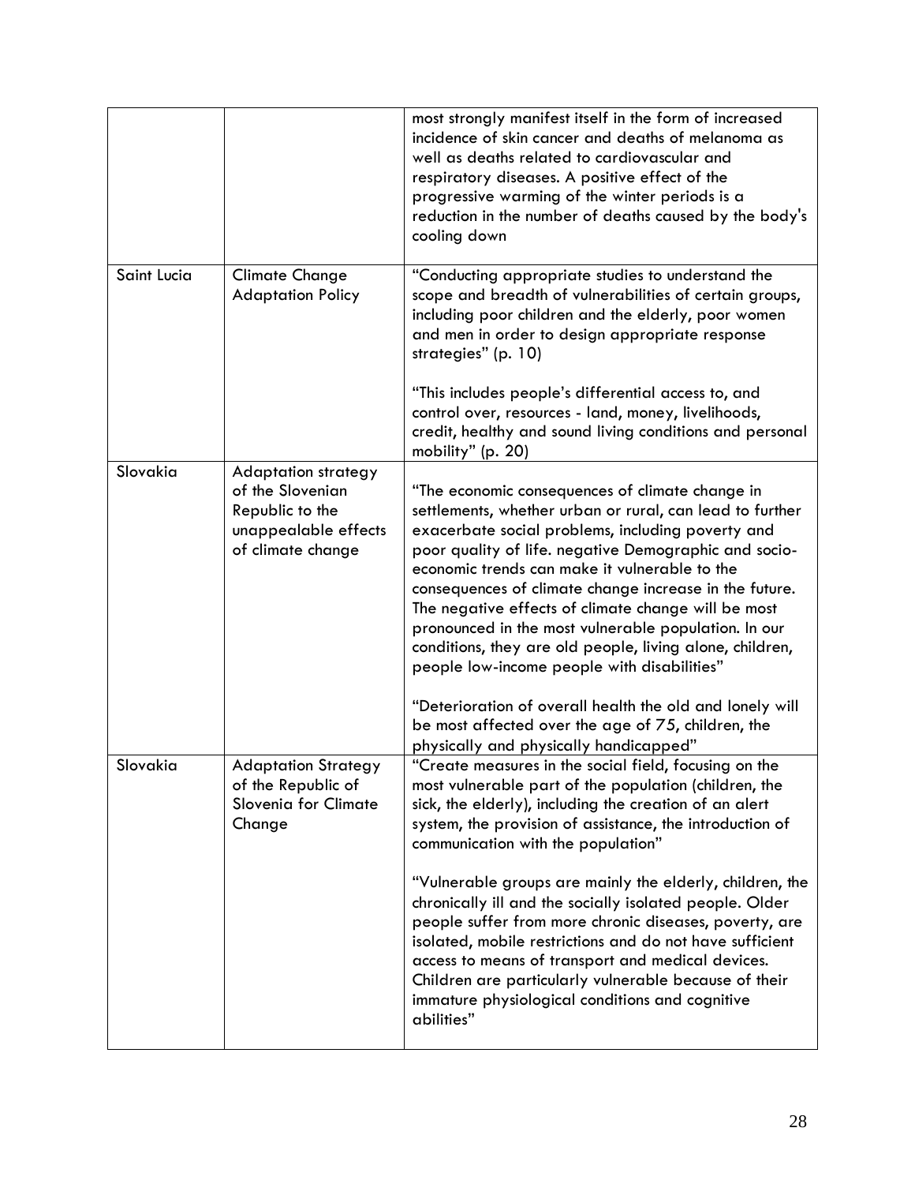| | | |
|---|---|---|
| | | most strongly manifest itself in the form of increased incidence of skin cancer and deaths of melanoma as well as deaths related to cardiovascular and respiratory diseases. A positive effect of the progressive warming of the winter periods is a reduction in the number of deaths caused by the body's cooling down |
| Saint Lucia | Climate Change Adaptation Policy | "Conducting appropriate studies to understand the scope and breadth of vulnerabilities of certain groups, including poor children and the elderly, poor women and men in order to design appropriate response strategies" (p. 10)<br><br>"This includes people's differential access to, and control over, resources - land, money, livelihoods, credit, healthy and sound living conditions and personal mobility" (p. 20) |
| Slovakia | Adaptation strategy of the Slovenian Republic to the unappealable effects of climate change | "The economic consequences of climate change in settlements, whether urban or rural, can lead to further exacerbate social problems, including poverty and poor quality of life. negative Demographic and socio-economic trends can make it vulnerable to the consequences of climate change increase in the future. The negative effects of climate change will be most pronounced in the most vulnerable population. In our conditions, they are old people, living alone, children, people low-income people with disabilities"<br><br>"Deterioration of overall health the old and lonely will be most affected over the age of 75, children, the physically and physically handicapped" |
| Slovakia | Adaptation Strategy of the Republic of Slovenia for Climate Change | "Create measures in the social field, focusing on the most vulnerable part of the population (children, the sick, the elderly), including the creation of an alert system, the provision of assistance, the introduction of communication with the population"<br><br>"Vulnerable groups are mainly the elderly, children, the chronically ill and the socially isolated people. Older people suffer from more chronic diseases, poverty, are isolated, mobile restrictions and do not have sufficient access to means of transport and medical devices. Children are particularly vulnerable because of their immature physiological conditions and cognitive abilities" |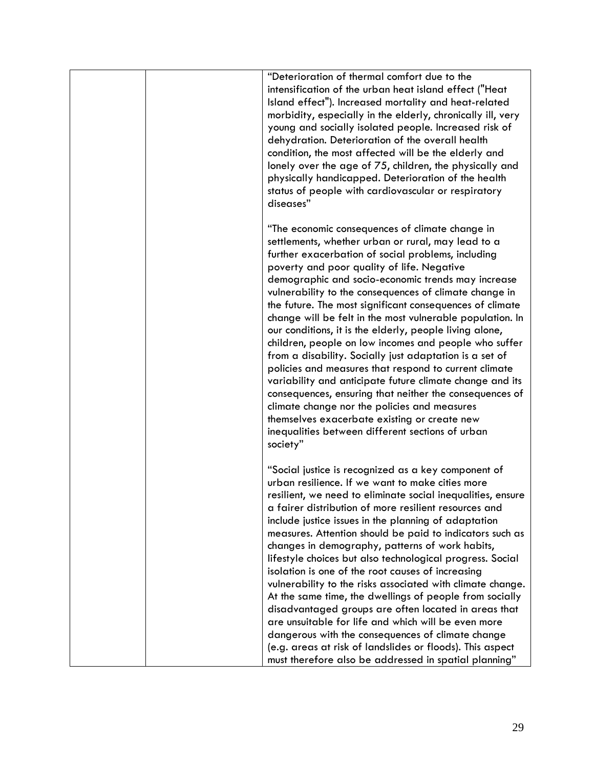| | | |
|---|---|---|
| | | "Deterioration of thermal comfort due to the intensification of the urban heat island effect ("Heat Island effect"). Increased mortality and heat-related morbidity, especially in the elderly, chronically ill, very young and socially isolated people. Increased risk of dehydration. Deterioration of the overall health condition, the most affected will be the elderly and lonely over the age of 75, children, the physically and physically handicapped. Deterioration of the health status of people with cardiovascular or respiratory diseases"<br><br>"The economic consequences of climate change in settlements, whether urban or rural, may lead to a further exacerbation of social problems, including poverty and poor quality of life. Negative demographic and socio-economic trends may increase vulnerability to the consequences of climate change in the future. The most significant consequences of climate change will be felt in the most vulnerable population. In our conditions, it is the elderly, people living alone, children, people on low incomes and people who suffer from a disability. Socially just adaptation is a set of policies and measures that respond to current climate variability and anticipate future climate change and its consequences, ensuring that neither the consequences of climate change nor the policies and measures themselves exacerbate existing or create new inequalities between different sections of urban society"<br><br>"Social justice is recognized as a key component of urban resilience. If we want to make cities more resilient, we need to eliminate social inequalities, ensure a fairer distribution of more resilient resources and include justice issues in the planning of adaptation measures. Attention should be paid to indicators such as changes in demography, patterns of work habits, lifestyle choices but also technological progress. Social isolation is one of the root causes of increasing vulnerability to the risks associated with climate change. At the same time, the dwellings of people from socially disadvantaged groups are often located in areas that are unsuitable for life and which will be even more dangerous with the consequences of climate change (e.g. areas at risk of landslides or floods). This aspect must therefore also be addressed in spatial planning" |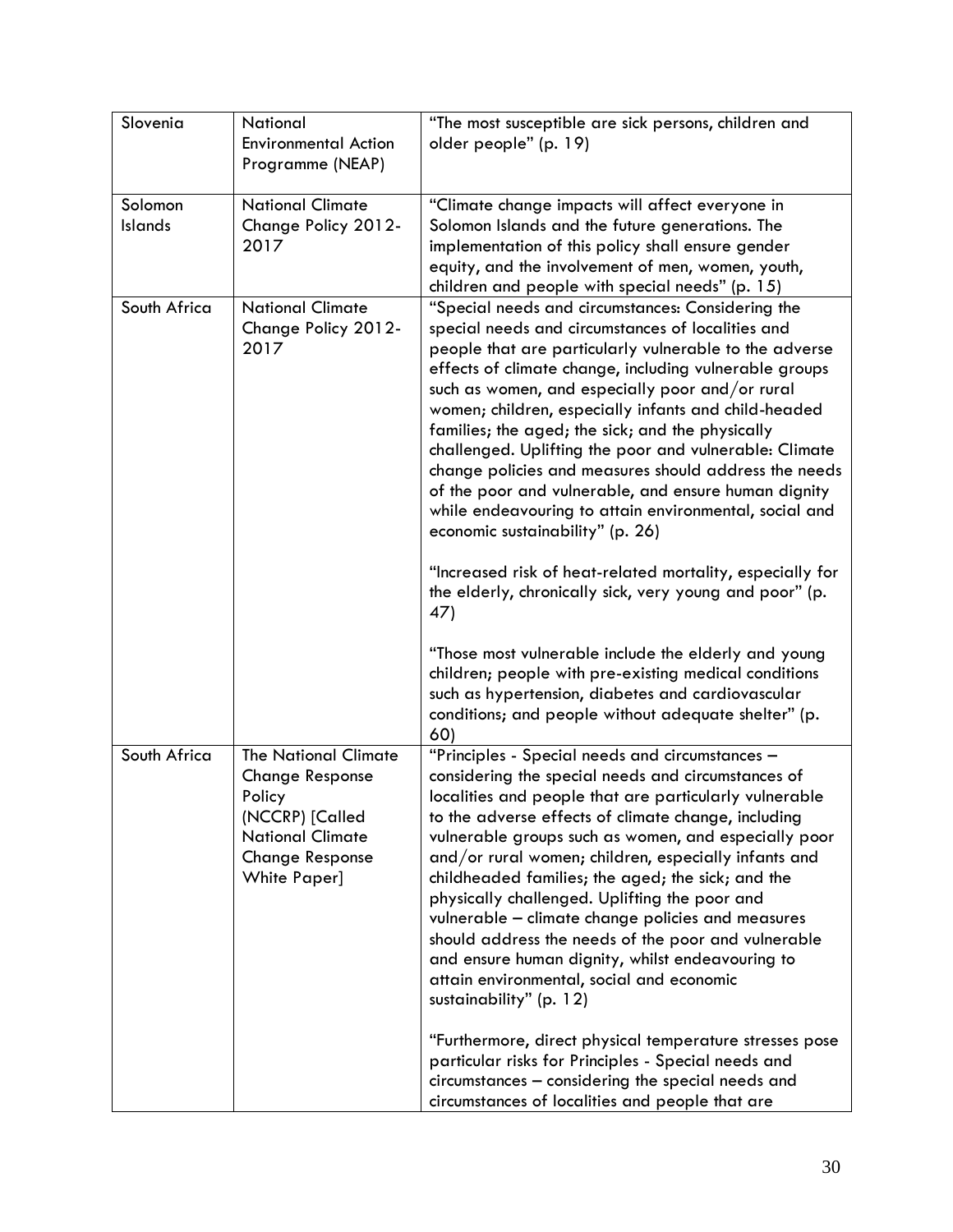| | | |
|---|---|---|
| Slovenia | National Environmental Action Programme (NEAP) | "The most susceptible are sick persons, children and older people" (p. 19) |
| Solomon Islands | National Climate Change Policy 2012-2017 | "Climate change impacts will affect everyone in Solomon Islands and the future generations. The implementation of this policy shall ensure gender equity, and the involvement of men, women, youth, children and people with special needs" (p. 15) |
| South Africa | National Climate Change Policy 2012-2017 | "Special needs and circumstances: Considering the special needs and circumstances of localities and people that are particularly vulnerable to the adverse effects of climate change, including vulnerable groups such as women, and especially poor and/or rural women; children, especially infants and child-headed families; the aged; the sick; and the physically challenged. Uplifting the poor and vulnerable: Climate change policies and measures should address the needs of the poor and vulnerable, and ensure human dignity while endeavouring to attain environmental, social and economic sustainability" (p. 26)<br><br>"Increased risk of heat-related mortality, especially for the elderly, chronically sick, very young and poor" (p. 47)<br><br>"Those most vulnerable include the elderly and young children; people with pre-existing medical conditions such as hypertension, diabetes and cardiovascular conditions; and people without adequate shelter" (p. 60) |
| South Africa | The National Climate Change Response Policy (NCCRP) [Called National Climate Change Response White Paper] | "Principles - Special needs and circumstances – considering the special needs and circumstances of localities and people that are particularly vulnerable to the adverse effects of climate change, including vulnerable groups such as women, and especially poor and/or rural women; children, especially infants and childheaded families; the aged; the sick; and the physically challenged. Uplifting the poor and vulnerable – climate change policies and measures should address the needs of the poor and vulnerable and ensure human dignity, whilst endeavouring to attain environmental, social and economic sustainability" (p. 12)<br><br>"Furthermore, direct physical temperature stresses pose particular risks for Principles - Special needs and circumstances – considering the special needs and circumstances of localities and people that are |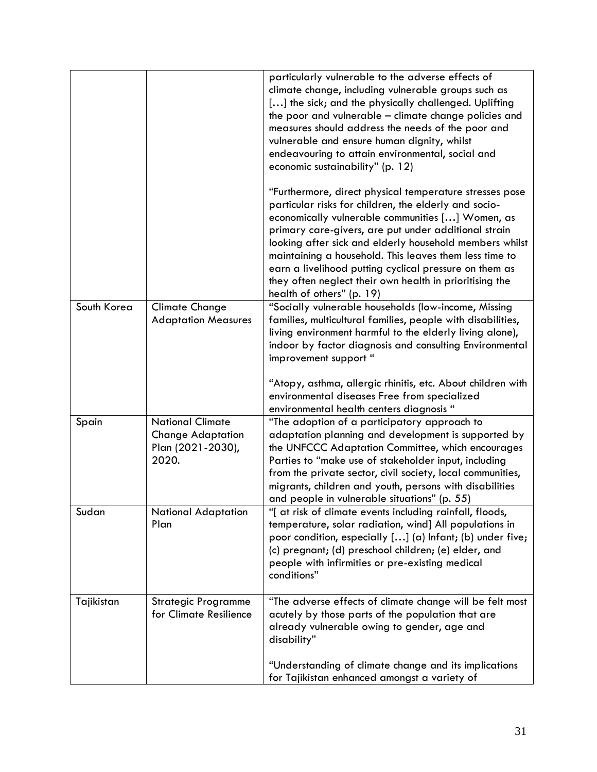| | | |
|---|---|---|
| | | particularly vulnerable to the adverse effects of climate change, including vulnerable groups such as […] the sick; and the physically challenged. Uplifting the poor and vulnerable – climate change policies and measures should address the needs of the poor and vulnerable and ensure human dignity, whilst endeavouring to attain environmental, social and economic sustainability" (p. 12)<br><br>"Furthermore, direct physical temperature stresses pose particular risks for children, the elderly and socio-economically vulnerable communities […] Women, as primary care-givers, are put under additional strain looking after sick and elderly household members whilst maintaining a household. This leaves them less time to earn a livelihood putting cyclical pressure on them as they often neglect their own health in prioritising the health of others" (p. 19) |
| South Korea | Climate Change Adaptation Measures | "Socially vulnerable households (low-income, Missing families, multicultural families, people with disabilities, living environment harmful to the elderly living alone), indoor by factor diagnosis and consulting Environmental improvement support "<br><br>"Atopy, asthma, allergic rhinitis, etc. About children with environmental diseases Free from specialized environmental health centers diagnosis " |
| Spain | National Climate Change Adaptation Plan (2021-2030), 2020. | "The adoption of a participatory approach to adaptation planning and development is supported by the UNFCCC Adaptation Committee, which encourages Parties to "make use of stakeholder input, including from the private sector, civil society, local communities, migrants, children and youth, persons with disabilities and people in vulnerable situations" (p. 55) |
| Sudan | National Adaptation Plan | "[ at risk of climate events including rainfall, floods, temperature, solar radiation, wind] All populations in poor condition, especially […] (a) Infant; (b) under five; (c) pregnant; (d) preschool children; (e) elder, and people with infirmities or pre-existing medical conditions" |
| Tajikistan | Strategic Programme for Climate Resilience | "The adverse effects of climate change will be felt most acutely by those parts of the population that are already vulnerable owing to gender, age and disability"<br><br>"Understanding of climate change and its implications for Tajikistan enhanced amongst a variety of |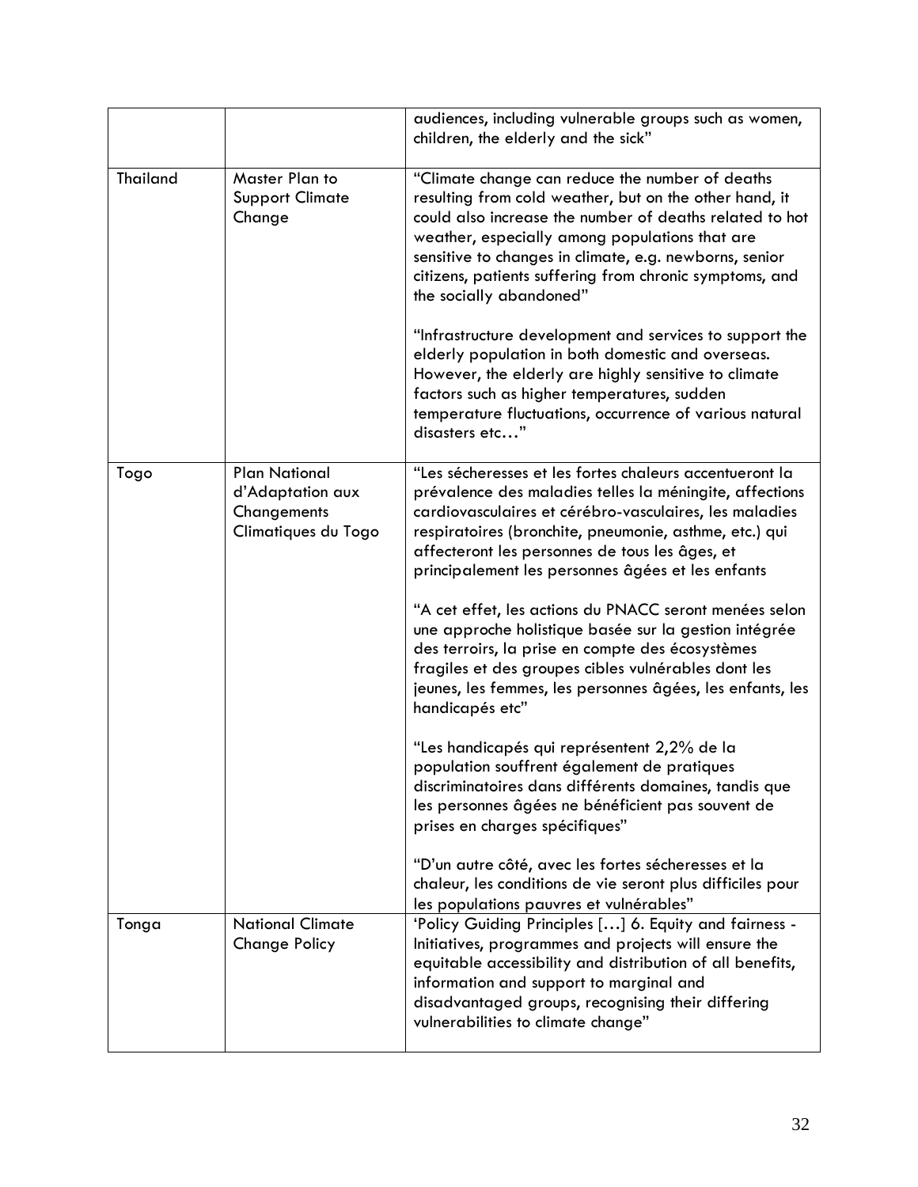|  |  | audiences, including vulnerable groups such as women, children, the elderly and the sick" |
|---|---|---|
| Thailand | Master Plan to Support Climate Change | "Climate change can reduce the number of deaths resulting from cold weather, but on the other hand, it could also increase the number of deaths related to hot weather, especially among populations that are sensitive to changes in climate, e.g. newborns, senior citizens, patients suffering from chronic symptoms, and the socially abandoned"<br><br>"Infrastructure development and services to support the elderly population in both domestic and overseas. However, the elderly are highly sensitive to climate factors such as higher temperatures, sudden temperature fluctuations, occurrence of various natural disasters etc…" |
| Togo | Plan National d'Adaptation aux Changements Climatiques du Togo | "Les sécheresses et les fortes chaleurs accentueront la prévalence des maladies telles la méningite, affections cardiovasculaires et cérébro-vasculaires, les maladies respiratoires (bronchite, pneumonie, asthme, etc.) qui affecteront les personnes de tous les âges, et principalement les personnes âgées et les enfants<br><br>"A cet effet, les actions du PNACC seront menées selon une approche holistique basée sur la gestion intégrée des terroirs, la prise en compte des écosystèmes fragiles et des groupes cibles vulnérables dont les jeunes, les femmes, les personnes âgées, les enfants, les handicapés etc"<br><br>"Les handicapés qui représentent 2,2% de la population souffrent également de pratiques discriminatoires dans différents domaines, tandis que les personnes âgées ne bénéficient pas souvent de prises en charges spécifiques"<br><br>"D'un autre côté, avec les fortes sécheresses et la chaleur, les conditions de vie seront plus difficiles pour les populations pauvres et vulnérables" |
| Tonga | National Climate Change Policy | 'Policy Guiding Principles […] 6. Equity and fairness - Initiatives, programmes and projects will ensure the equitable accessibility and distribution of all benefits, information and support to marginal and disadvantaged groups, recognising their differing vulnerabilities to climate change" |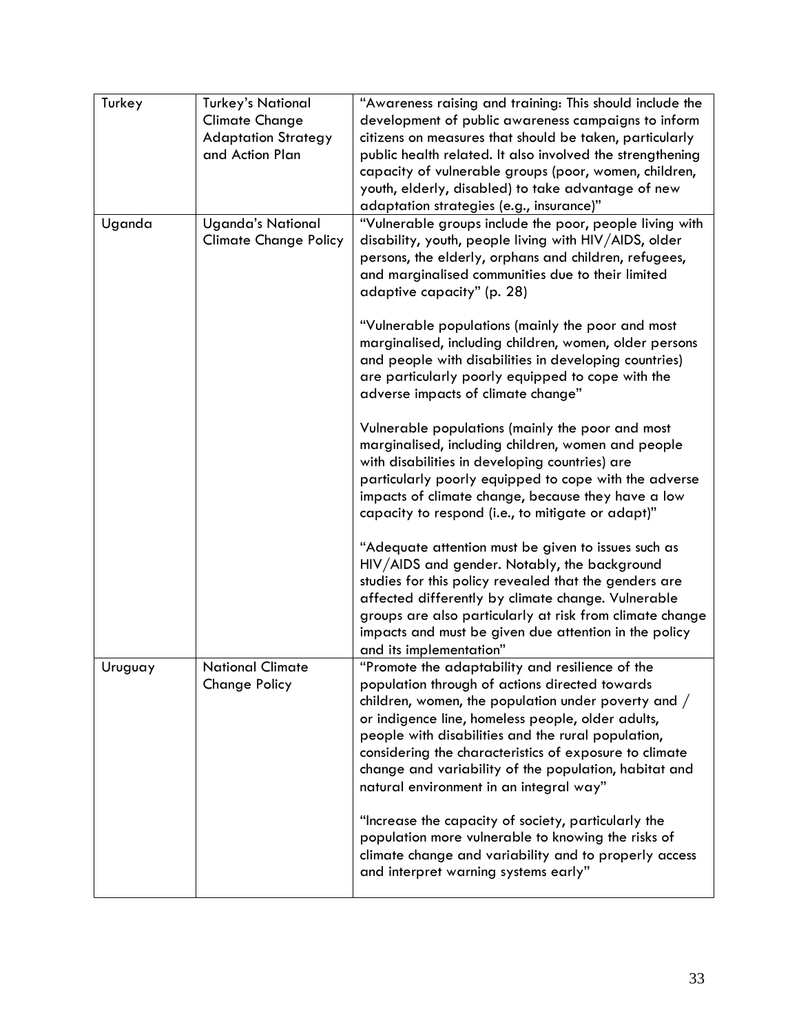| | | |
|---|---|---|
| Turkey | Turkey's National Climate Change Adaptation Strategy and Action Plan | "Awareness raising and training: This should include the development of public awareness campaigns to inform citizens on measures that should be taken, particularly public health related. It also involved the strengthening capacity of vulnerable groups (poor, women, children, youth, elderly, disabled) to take advantage of new adaptation strategies (e.g., insurance)" |
| Uganda | Uganda's National Climate Change Policy | "Vulnerable groups include the poor, people living with disability, youth, people living with HIV/AIDS, older persons, the elderly, orphans and children, refugees, and marginalised communities due to their limited adaptive capacity" (p. 28)<br><br>"Vulnerable populations (mainly the poor and most marginalised, including children, women, older persons and people with disabilities in developing countries) are particularly poorly equipped to cope with the adverse impacts of climate change"<br><br>Vulnerable populations (mainly the poor and most marginalised, including children, women and people with disabilities in developing countries) are particularly poorly equipped to cope with the adverse impacts of climate change, because they have a low capacity to respond (i.e., to mitigate or adapt)"<br><br>"Adequate attention must be given to issues such as HIV/AIDS and gender. Notably, the background studies for this policy revealed that the genders are affected differently by climate change. Vulnerable groups are also particularly at risk from climate change impacts and must be given due attention in the policy and its implementation" |
| Uruguay | National Climate Change Policy | "Promote the adaptability and resilience of the population through of actions directed towards children, women, the population under poverty and / or indigence line, homeless people, older adults, people with disabilities and the rural population, considering the characteristics of exposure to climate change and variability of the population, habitat and natural environment in an integral way"<br><br>"Increase the capacity of society, particularly the population more vulnerable to knowing the risks of climate change and variability and to properly access and interpret warning systems early" |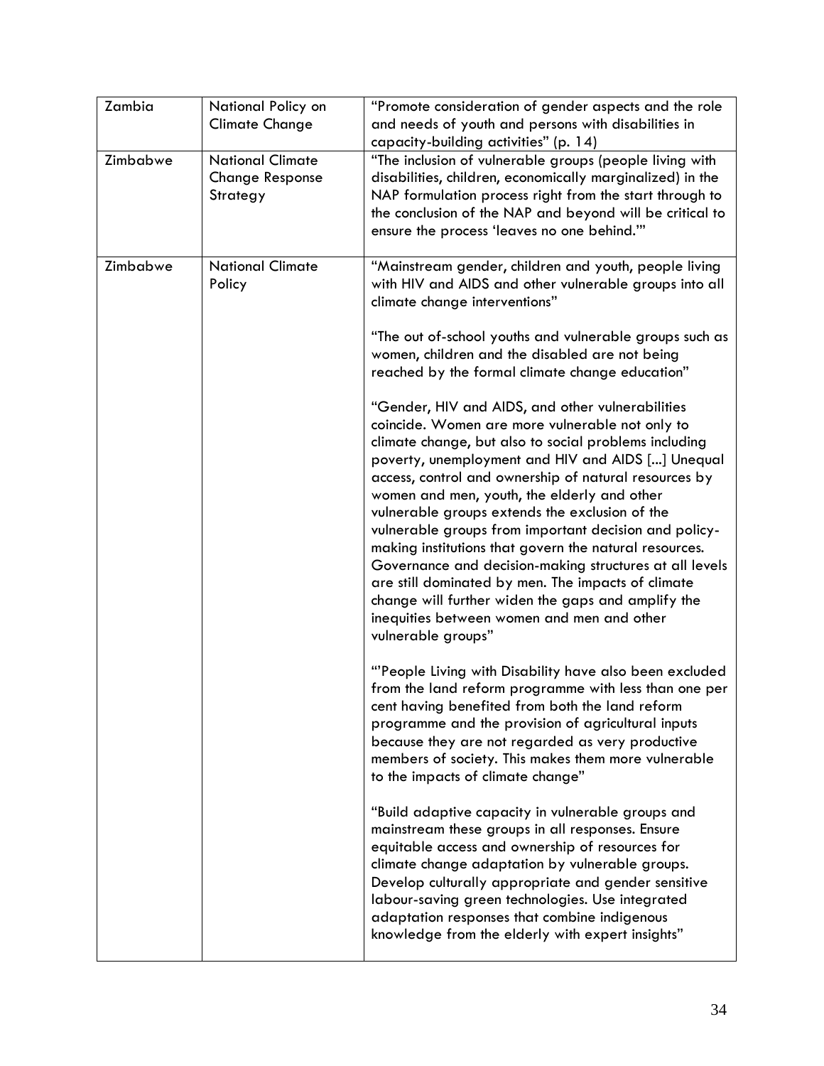| Zambia | National Policy on Climate Change | "Promote consideration of gender aspects and the role and needs of youth and persons with disabilities in capacity-building activities" (p. 14) |
|---|---|---|
| Zimbabwe | National Climate Change Response Strategy | "The inclusion of vulnerable groups (people living with disabilities, children, economically marginalized) in the NAP formulation process right from the start through to the conclusion of the NAP and beyond will be critical to ensure the process 'leaves no one behind.'" |
| Zimbabwe | National Climate Policy | "Mainstream gender, children and youth, people living with HIV and AIDS and other vulnerable groups into all climate change interventions"<br><br>"The out of-school youths and vulnerable groups such as women, children and the disabled are not being reached by the formal climate change education"<br><br>"Gender, HIV and AIDS, and other vulnerabilities coincide. Women are more vulnerable not only to climate change, but also to social problems including poverty, unemployment and HIV and AIDS [...] Unequal access, control and ownership of natural resources by women and men, youth, the elderly and other vulnerable groups extends the exclusion of the vulnerable groups from important decision and policy-making institutions that govern the natural resources. Governance and decision-making structures at all levels are still dominated by men. The impacts of climate change will further widen the gaps and amplify the inequities between women and men and other vulnerable groups"<br><br>"'People Living with Disability have also been excluded from the land reform programme with less than one per cent having benefited from both the land reform programme and the provision of agricultural inputs because they are not regarded as very productive members of society. This makes them more vulnerable to the impacts of climate change"<br><br>"Build adaptive capacity in vulnerable groups and mainstream these groups in all responses. Ensure equitable access and ownership of resources for climate change adaptation by vulnerable groups. Develop culturally appropriate and gender sensitive labour-saving green technologies. Use integrated adaptation responses that combine indigenous knowledge from the elderly with expert insights" |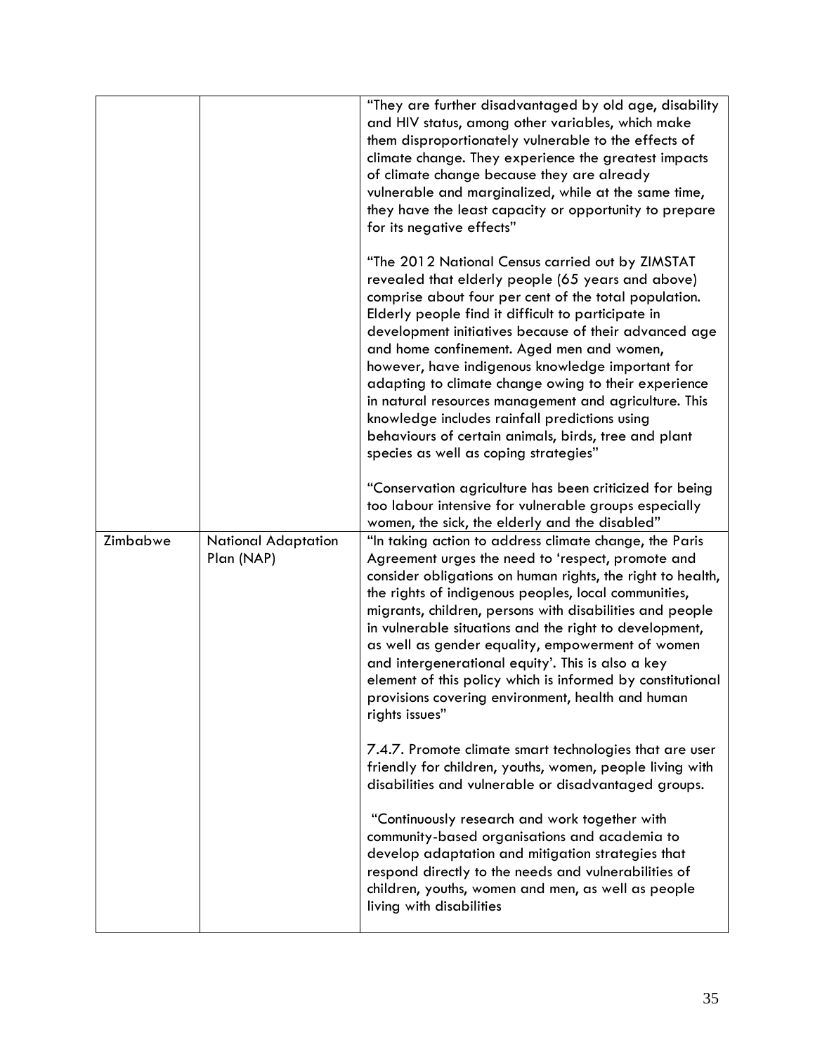| | | |
|---|---|---|
| | | "They are further disadvantaged by old age, disability and HIV status, among other variables, which make them disproportionately vulnerable to the effects of climate change. They experience the greatest impacts of climate change because they are already vulnerable and marginalized, while at the same time, they have the least capacity or opportunity to prepare for its negative effects"<br><br>"The 2012 National Census carried out by ZIMSTAT revealed that elderly people (65 years and above) comprise about four per cent of the total population. Elderly people find it difficult to participate in development initiatives because of their advanced age and home confinement. Aged men and women, however, have indigenous knowledge important for adapting to climate change owing to their experience in natural resources management and agriculture. This knowledge includes rainfall predictions using behaviours of certain animals, birds, tree and plant species as well as coping strategies"<br><br>"Conservation agriculture has been criticized for being too labour intensive for vulnerable groups especially women, the sick, the elderly and the disabled" |
| Zimbabwe | National Adaptation Plan (NAP) | "In taking action to address climate change, the Paris Agreement urges the need to 'respect, promote and consider obligations on human rights, the right to health, the rights of indigenous peoples, local communities, migrants, children, persons with disabilities and people in vulnerable situations and the right to development, as well as gender equality, empowerment of women and intergenerational equity'. This is also a key element of this policy which is informed by constitutional provisions covering environment, health and human rights issues"<br><br>7.4.7. Promote climate smart technologies that are user friendly for children, youths, women, people living with disabilities and vulnerable or disadvantaged groups.<br><br>"Continuously research and work together with community-based organisations and academia to develop adaptation and mitigation strategies that respond directly to the needs and vulnerabilities of children, youths, women and men, as well as people living with disabilities |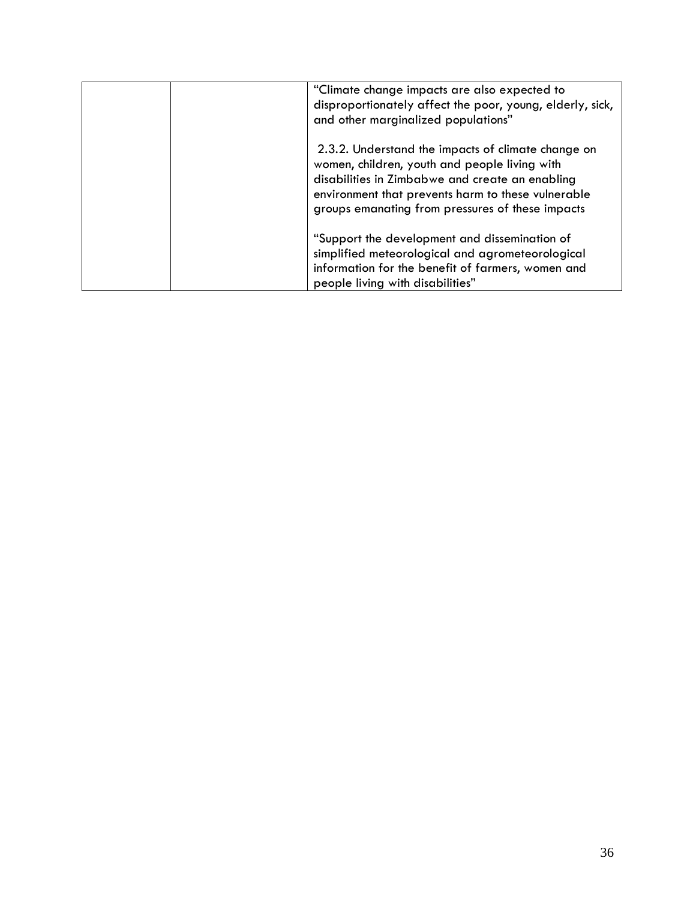| | | |
|---|---|---|
| | | "Climate change impacts are also expected to disproportionately affect the poor, young, elderly, sick, and other marginalized populations"<br><br>2.3.2. Understand the impacts of climate change on women, children, youth and people living with disabilities in Zimbabwe and create an enabling environment that prevents harm to these vulnerable groups emanating from pressures of these impacts<br><br>"Support the development and dissemination of simplified meteorological and agrometeorological information for the benefit of farmers, women and people living with disabilities" |